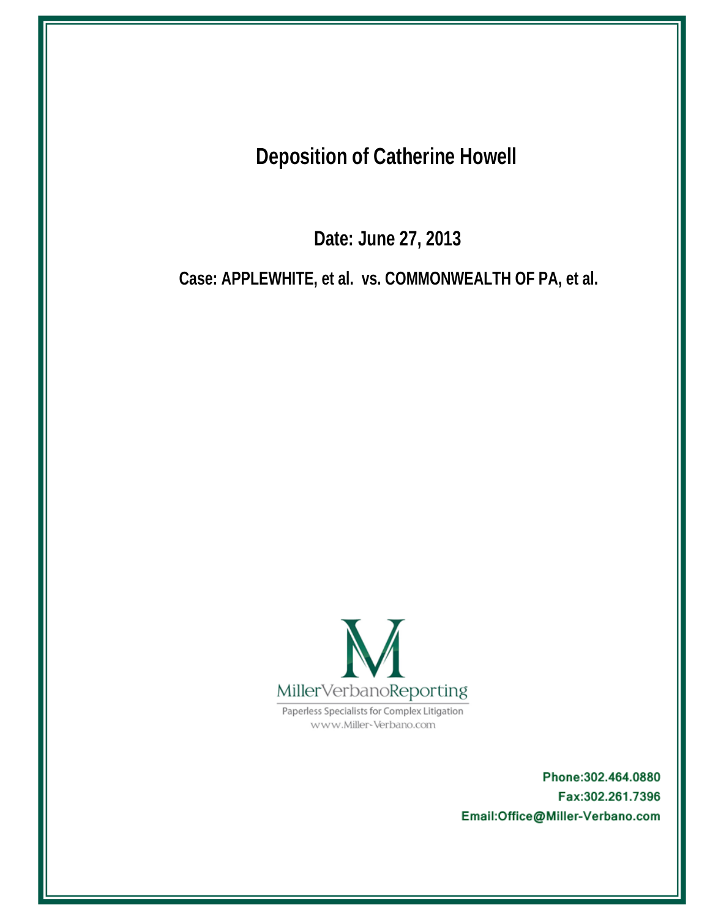# Deposition of Catherine Howell

**Date: June 27, 2013**

**Case: APPLEWHITE, et al. vs. COMMONWEALTH OF PA, et al.**

MillerVerbanoReporting

Paperless Specialists for Complex Litigation

www.Miller-Verbano.com

**Phone:302.464.0880**

**Fax:302.261.7396**

**Email:Office@Miller-Verbano.com**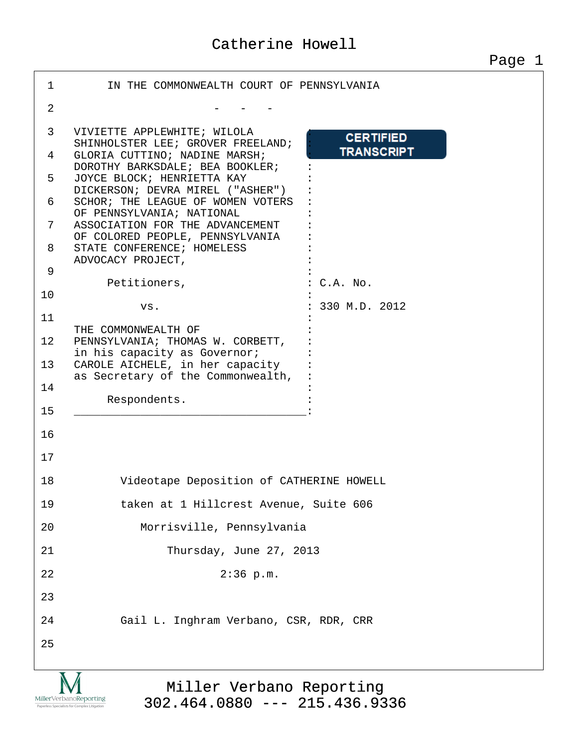IN THE COMMONWEALTH COURT OF PENNSYLVANIA

\- - -

CERTIFIED TRANSCRIPT

VIVIETTE APPLEWHITE; WILOLA SHINHOLSTER LEE; GROVER FREELAND; GLORIA CUTTINO; NADINE MARSH; DOROTHY BARKSDALE; BEA BOOKLER; JOYCE BLOCK; HENRIETTA KAY DICKERSON; DEVRA MIREL ("ASHER") SCHOR; THE LEAGUE OF WOMEN VOTERS OF PENNSYLVANIA; NATIONAL ASSOCIATION FOR THE ADVANCEMENT OF COLORED PEOPLE, PENNSYLVANIA STATE CONFERENCE; HOMELESS ADVOCACY PROJECT,

Petitioners,

vs.

THE COMMONWEALTH OF PENNSYLVANIA; THOMAS W. CORBETT, in his capacity as Governor; CAROLE AICHELE, in her capacity as Secretary of the Commonwealth,

Respondents.

C.A. No. 330 M.D. 2012

Videotape Deposition of CATHERINE HOWELL

taken at 1 Hillcrest Avenue, Suite 606

Morrisville, Pennsylvania

Thursday, June 27, 2013

2:36 p.m.

Gail L. Inghram Verbano, CSR, RDR, CRR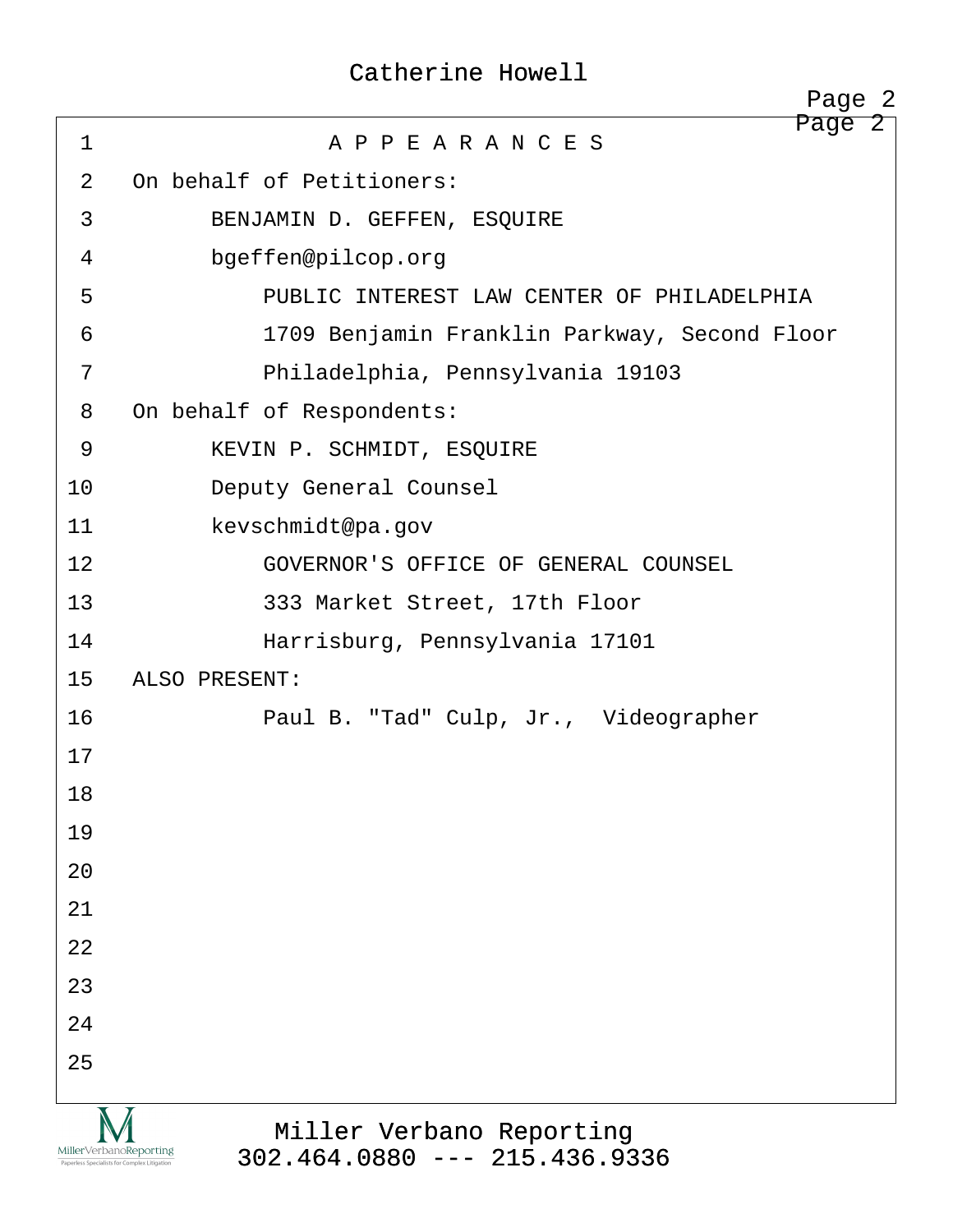# A P P E A R A N C E S

On behalf of Petitioners:

BENJAMIN D. GEFFEN, ESQUIRE
bgeffen@pilcop.org
PUBLIC INTEREST LAW CENTER OF PHILADELPHIA
1709 Benjamin Franklin Parkway, Second Floor
Philadelphia, Pennsylvania 19103

On behalf of Respondents:

KEVIN P. SCHMIDT, ESQUIRE
Deputy General Counsel
kevschmidt@pa.gov
GOVERNOR'S OFFICE OF GENERAL COUNSEL
333 Market Street, 17th Floor
Harrisburg, Pennsylvania 17101

ALSO PRESENT:

Paul B. "Tad" Culp, Jr., Videographer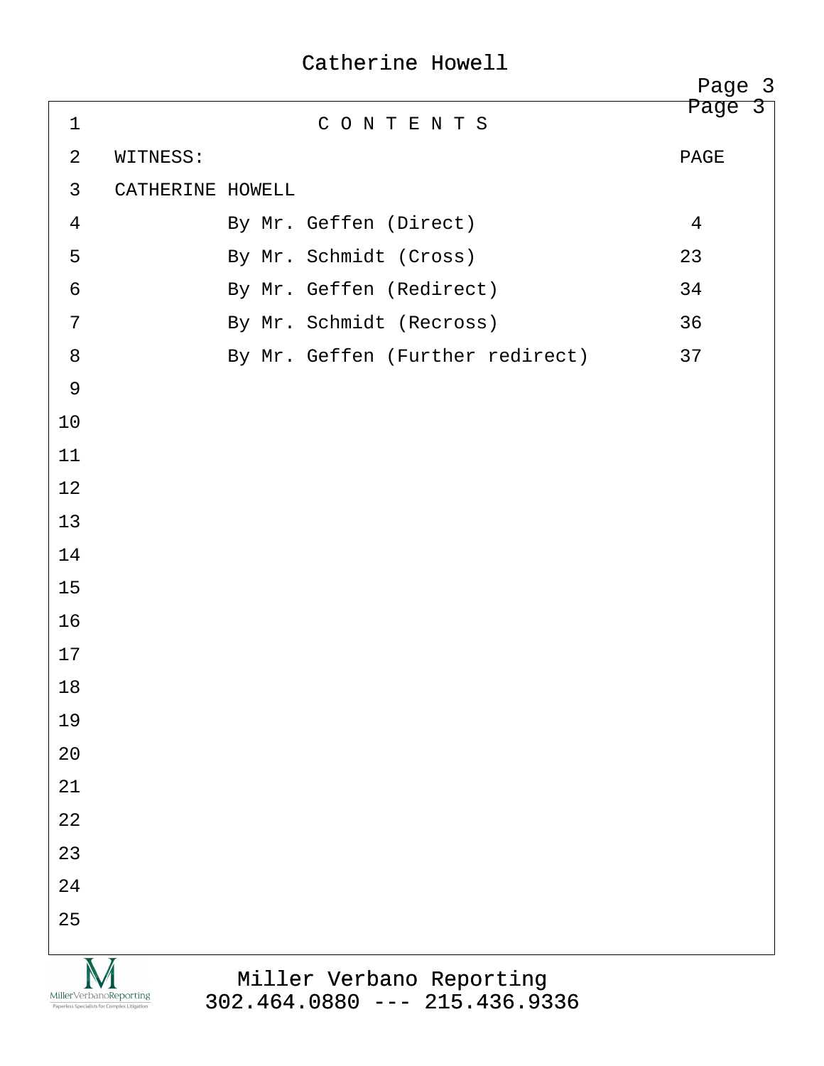# C O N T E N T S

| WITNESS: | PAGE |
|---|---|
| CATHERINE HOWELL | |
| By Mr. Geffen (Direct) | 4 |
| By Mr. Schmidt (Cross) | 23 |
| By Mr. Geffen (Redirect) | 34 |
| By Mr. Schmidt (Recross) | 36 |
| By Mr. Geffen (Further redirect) | 37 |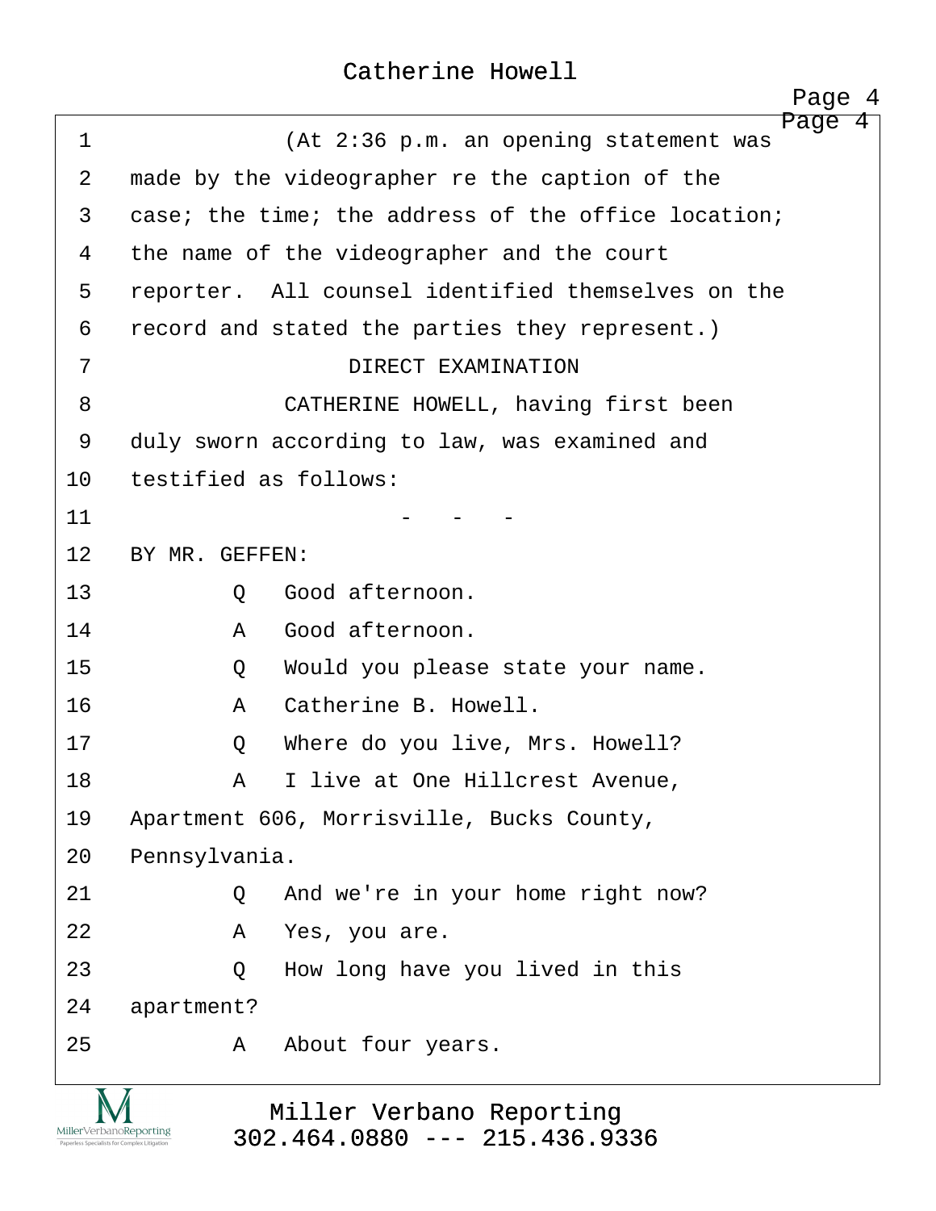(At 2:36 p.m. an opening statement was made by the videographer re the caption of the case; the time; the address of the office location; the name of the videographer and the court reporter. All counsel identified themselves on the record and stated the parties they represent.)

DIRECT EXAMINATION

CATHERINE HOWELL, having first been duly sworn according to law, was examined and testified as follows:

\- - -

BY MR. GEFFEN:

Q Good afternoon.

A Good afternoon.

Q Would you please state your name.

A Catherine B. Howell.

Q Where do you live, Mrs. Howell?

A I live at One Hillcrest Avenue, Apartment 606, Morrisville, Bucks County, Pennsylvania.

Q And we're in your home right now?

A Yes, you are.

Q How long have you lived in this apartment?

A About four years.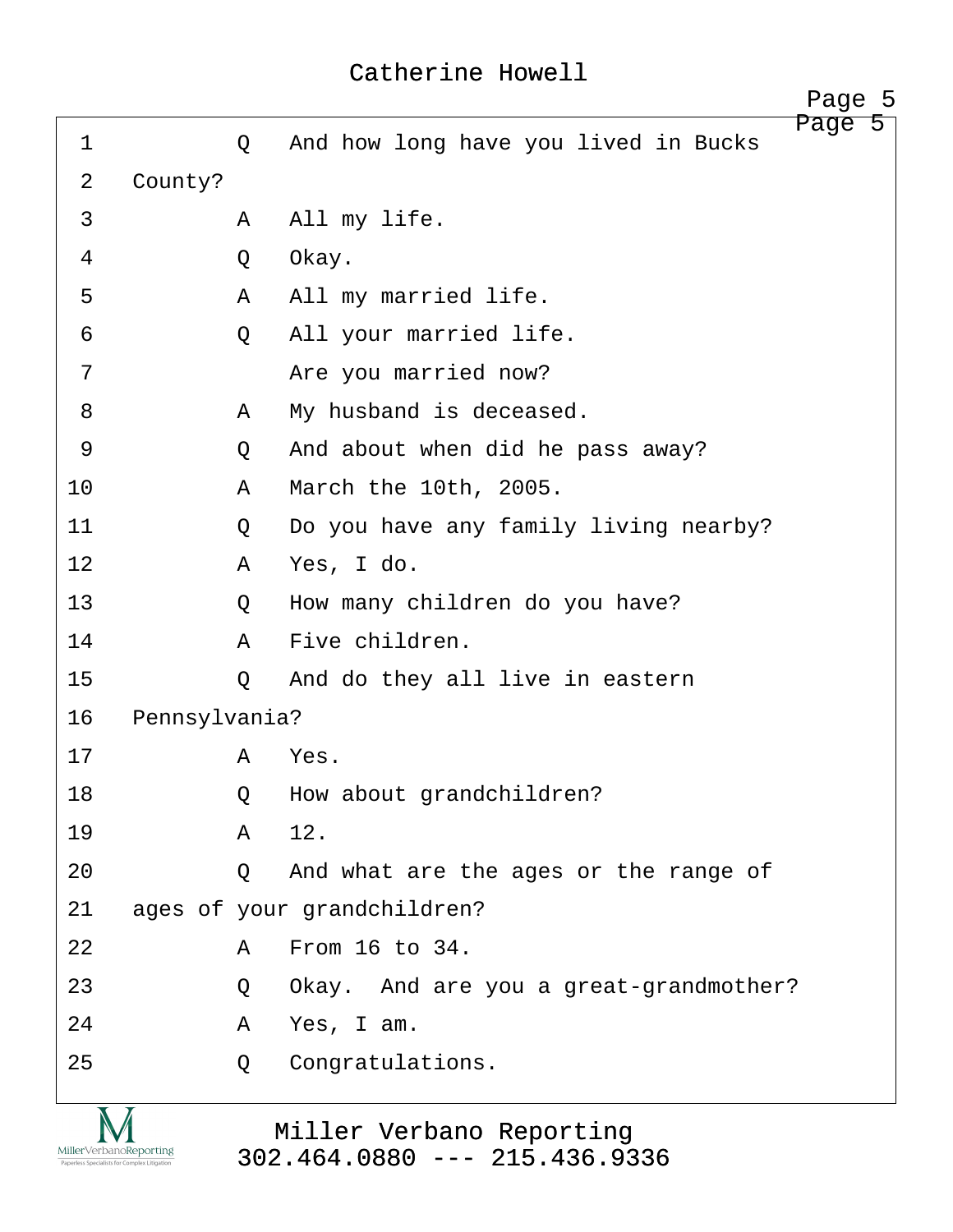1 Q And how long have you lived in Bucks
2 County?
3 A All my life.
4 Q Okay.
5 A All my married life.
6 Q All your married life.
7 Are you married now?
8 A My husband is deceased.
9 Q And about when did he pass away?
10 A March the 10th, 2005.
11 Q Do you have any family living nearby?
12 A Yes, I do.
13 Q How many children do you have?
14 A Five children.
15 Q And do they all live in eastern
16 Pennsylvania?
17 A Yes.
18 Q How about grandchildren?
19 A 12.
20 Q And what are the ages or the range of
21 ages of your grandchildren?
22 A From 16 to 34.
23 Q Okay. And are you a great-grandmother?
24 A Yes, I am.
25 Q Congratulations.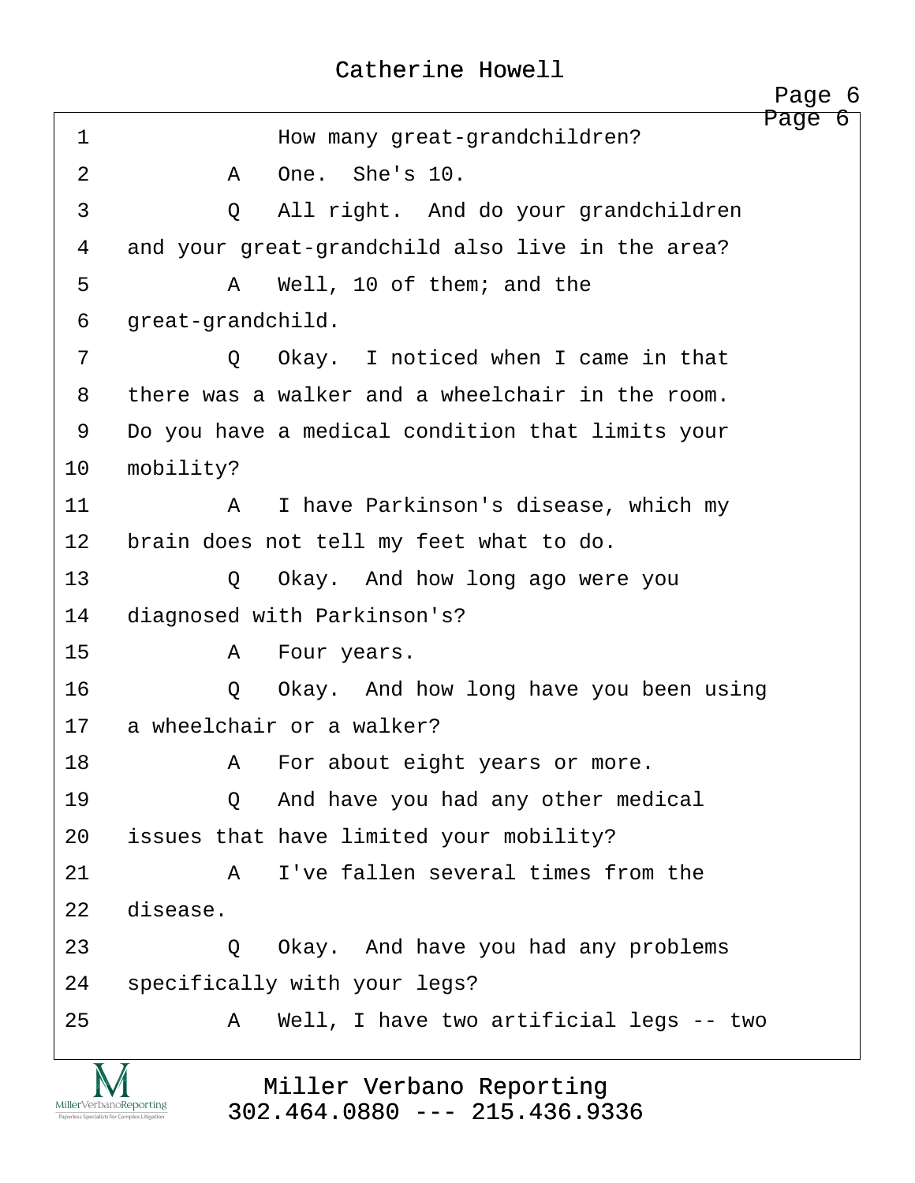1 How many great-grandchildren?

2 A One. She's 10.

3 Q All right. And do your grandchildren

4 and your great-grandchild also live in the area?

5 A Well, 10 of them; and the

6 great-grandchild.

7 Q Okay. I noticed when I came in that

8 there was a walker and a wheelchair in the room.

9 Do you have a medical condition that limits your

10 mobility?

11 A I have Parkinson's disease, which my

12 brain does not tell my feet what to do.

13 Q Okay. And how long ago were you

14 diagnosed with Parkinson's?

15 A Four years.

16 Q Okay. And how long have you been using

17 a wheelchair or a walker?

18 A For about eight years or more.

19 Q And have you had any other medical

20 issues that have limited your mobility?

21 A I've fallen several times from the

22 disease.

23 Q Okay. And have you had any problems

24 specifically with your legs?

25 A Well, I have two artificial legs -- two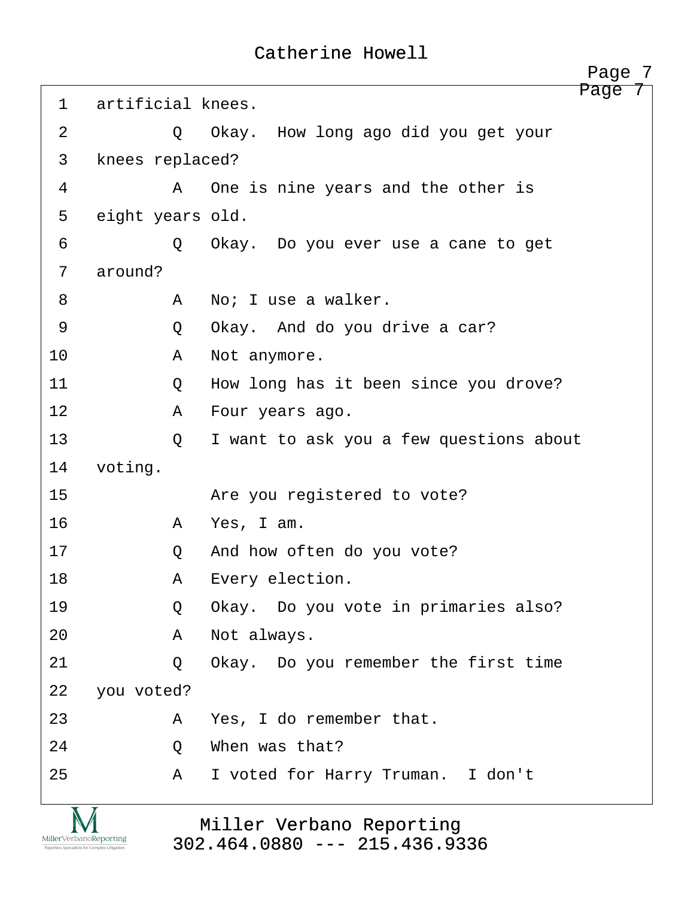1 artificial knees.

2 Q Okay. How long ago did you get your

3 knees replaced?

4 A One is nine years and the other is

5 eight years old.

6 Q Okay. Do you ever use a cane to get

7 around?

8 A No; I use a walker.

9 Q Okay. And do you drive a car?

10 A Not anymore.

11 Q How long has it been since you drove?

12 A Four years ago.

13 Q I want to ask you a few questions about

14 voting.

15 Are you registered to vote?

16 A Yes, I am.

17 Q And how often do you vote?

18 A Every election.

19 Q Okay. Do you vote in primaries also?

20 A Not always.

21 Q Okay. Do you remember the first time

22 you voted?

23 A Yes, I do remember that.

24 Q When was that?

25 A I voted for Harry Truman. I don't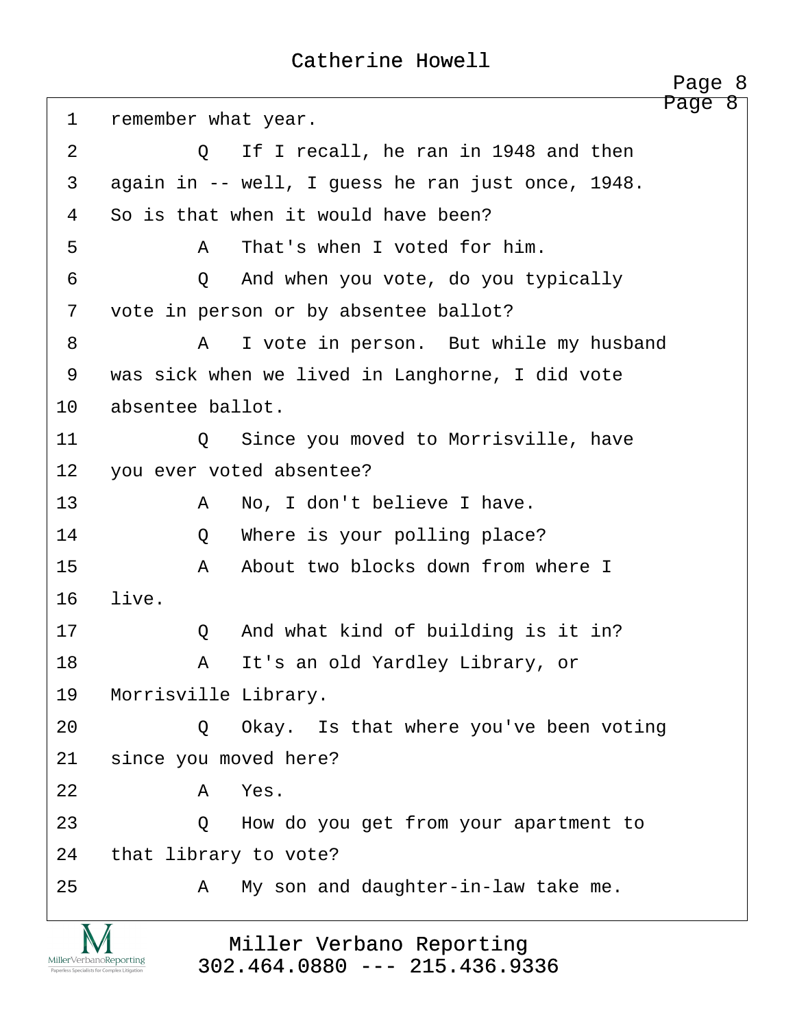1 remember what year.

2 Q If I recall, he ran in 1948 and then

3 again in -- well, I guess he ran just once, 1948.

4 So is that when it would have been?

5 A That's when I voted for him.

6 Q And when you vote, do you typically

7 vote in person or by absentee ballot?

8 A I vote in person. But while my husband

9 was sick when we lived in Langhorne, I did vote

10 absentee ballot.

11 Q Since you moved to Morrisville, have

12 you ever voted absentee?

13 A No, I don't believe I have.

14 Q Where is your polling place?

15 A About two blocks down from where I

16 live.

17 Q And what kind of building is it in?

18 A It's an old Yardley Library, or

19 Morrisville Library.

20 Q Okay. Is that where you've been voting

21 since you moved here?

22 A Yes.

23 Q How do you get from your apartment to

24 that library to vote?

25 A My son and daughter-in-law take me.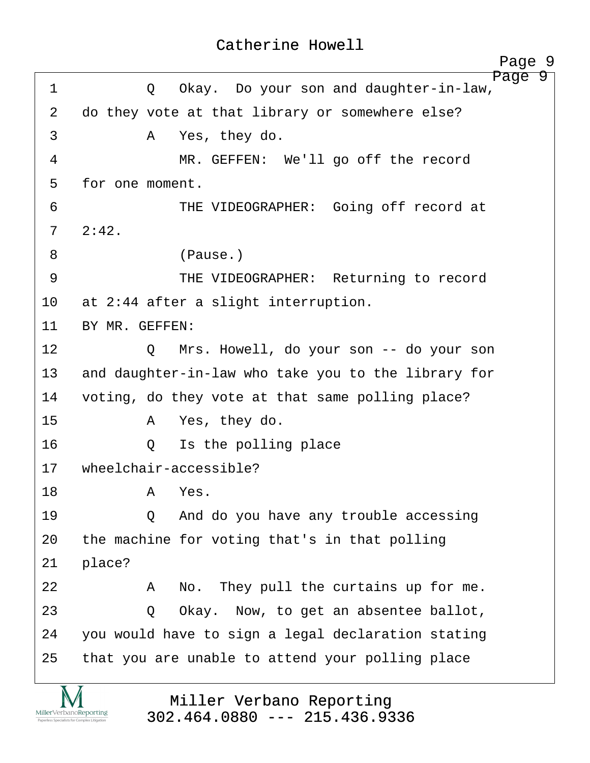1 Q Okay. Do your son and daughter-in-law,

2 do they vote at that library or somewhere else?

3 A Yes, they do.

4 MR. GEFFEN: We'll go off the record

5 for one moment.

6 THE VIDEOGRAPHER: Going off record at

7 2:42.

8 (Pause.)

9 THE VIDEOGRAPHER: Returning to record

10 at 2:44 after a slight interruption.

11 BY MR. GEFFEN:

12 Q Mrs. Howell, do your son -- do your son

13 and daughter-in-law who take you to the library for

14 voting, do they vote at that same polling place?

15 A Yes, they do.

16 Q Is the polling place

17 wheelchair-accessible?

18 A Yes.

19 Q And do you have any trouble accessing

20 the machine for voting that's in that polling

21 place?

22 A No. They pull the curtains up for me.

23 Q Okay. Now, to get an absentee ballot,

24 you would have to sign a legal declaration stating

25 that you are unable to attend your polling place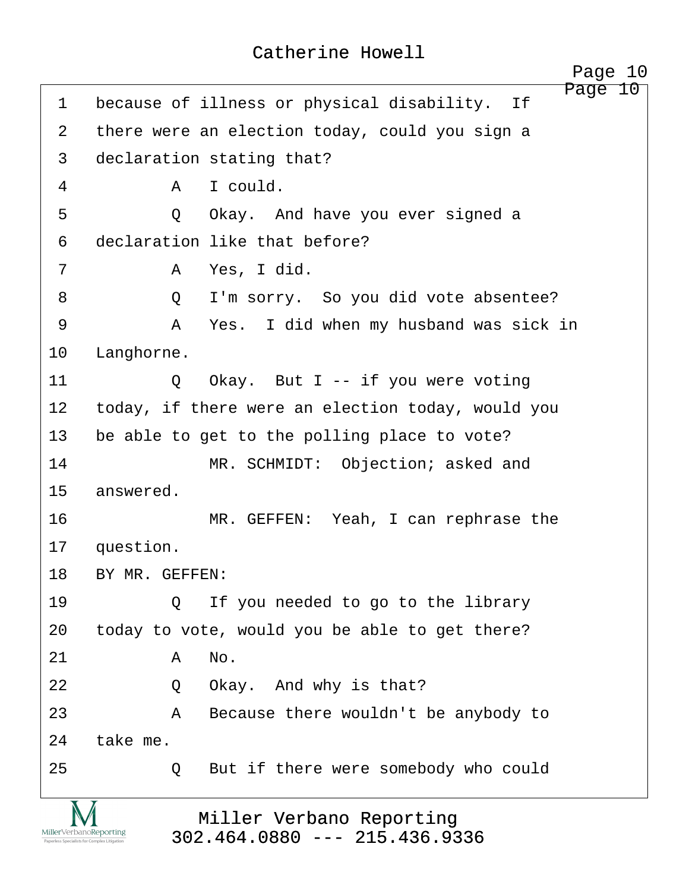1 because of illness or physical disability. If
2 there were an election today, could you sign a
3 declaration stating that?
4 A I could.
5 Q Okay. And have you ever signed a
6 declaration like that before?
7 A Yes, I did.
8 Q I'm sorry. So you did vote absentee?
9 A Yes. I did when my husband was sick in
10 Langhorne.
11 Q Okay. But I -- if you were voting
12 today, if there were an election today, would you
13 be able to get to the polling place to vote?
14 MR. SCHMIDT: Objection; asked and
15 answered.
16 MR. GEFFEN: Yeah, I can rephrase the
17 question.
18 BY MR. GEFFEN:
19 Q If you needed to go to the library
20 today to vote, would you be able to get there?
21 A No.
22 Q Okay. And why is that?
23 A Because there wouldn't be anybody to
24 take me.
25 Q But if there were somebody who could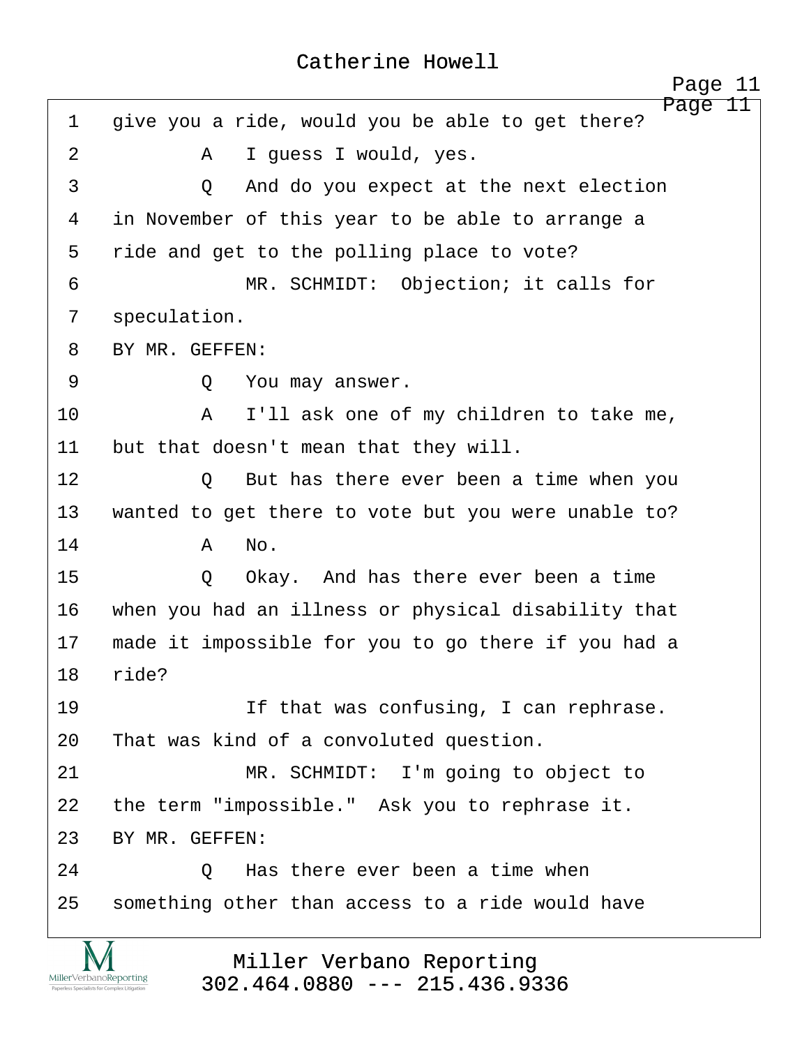1 give you a ride, would you be able to get there?

2 A I guess I would, yes.

3 Q And do you expect at the next election

4 in November of this year to be able to arrange a

5 ride and get to the polling place to vote?

6 MR. SCHMIDT: Objection; it calls for

7 speculation.

8 BY MR. GEFFEN:

9 Q You may answer.

10 A I'll ask one of my children to take me,

11 but that doesn't mean that they will.

12 Q But has there ever been a time when you

13 wanted to get there to vote but you were unable to?

14 A No.

15 Q Okay. And has there ever been a time

16 when you had an illness or physical disability that

17 made it impossible for you to go there if you had a

18 ride?

19 If that was confusing, I can rephrase.

20 That was kind of a convoluted question.

21 MR. SCHMIDT: I'm going to object to

22 the term "impossible." Ask you to rephrase it.

23 BY MR. GEFFEN:

24 Q Has there ever been a time when

25 something other than access to a ride would have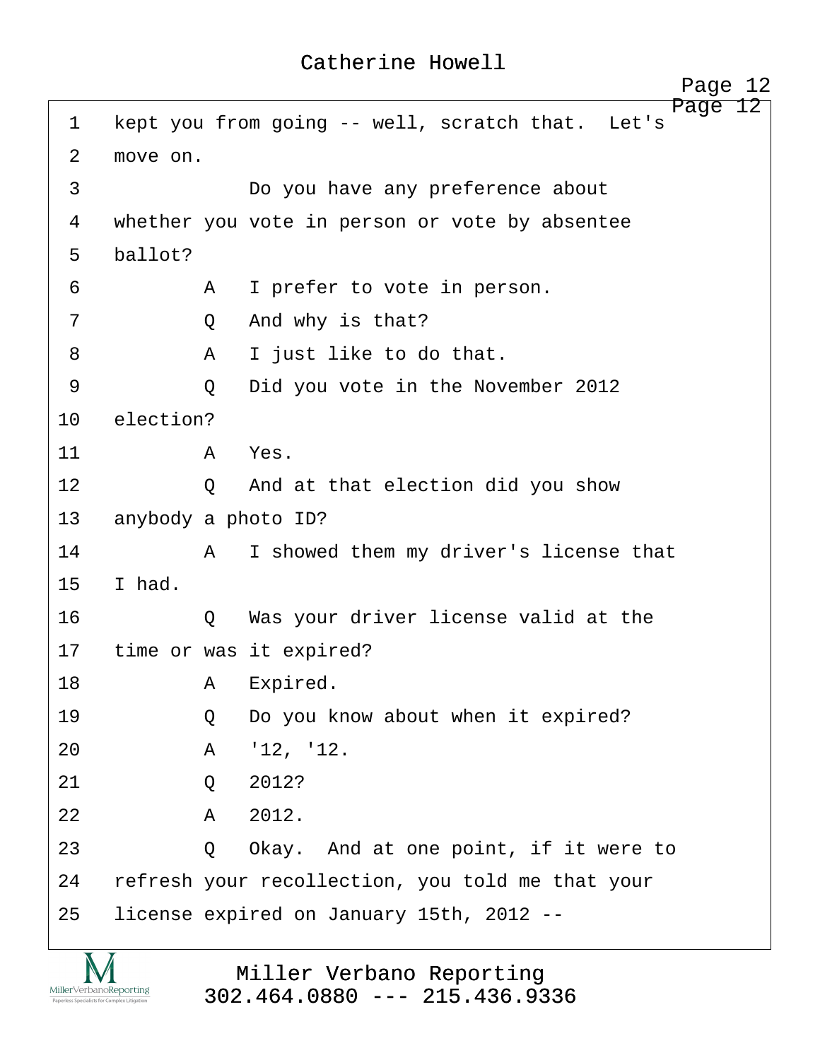1 kept you from going -- well, scratch that. Let's
2 move on.
3 Do you have any preference about
4 whether you vote in person or vote by absentee
5 ballot?
6 A I prefer to vote in person.
7 Q And why is that?
8 A I just like to do that.
9 Q Did you vote in the November 2012
10 election?
11 A Yes.
12 Q And at that election did you show
13 anybody a photo ID?
14 A I showed them my driver's license that
15 I had.
16 Q Was your driver license valid at the
17 time or was it expired?
18 A Expired.
19 Q Do you know about when it expired?
20 A '12, '12.
21 Q 2012?
22 A 2012.
23 Q Okay. And at one point, if it were to
24 refresh your recollection, you told me that your
25 license expired on January 15th, 2012 --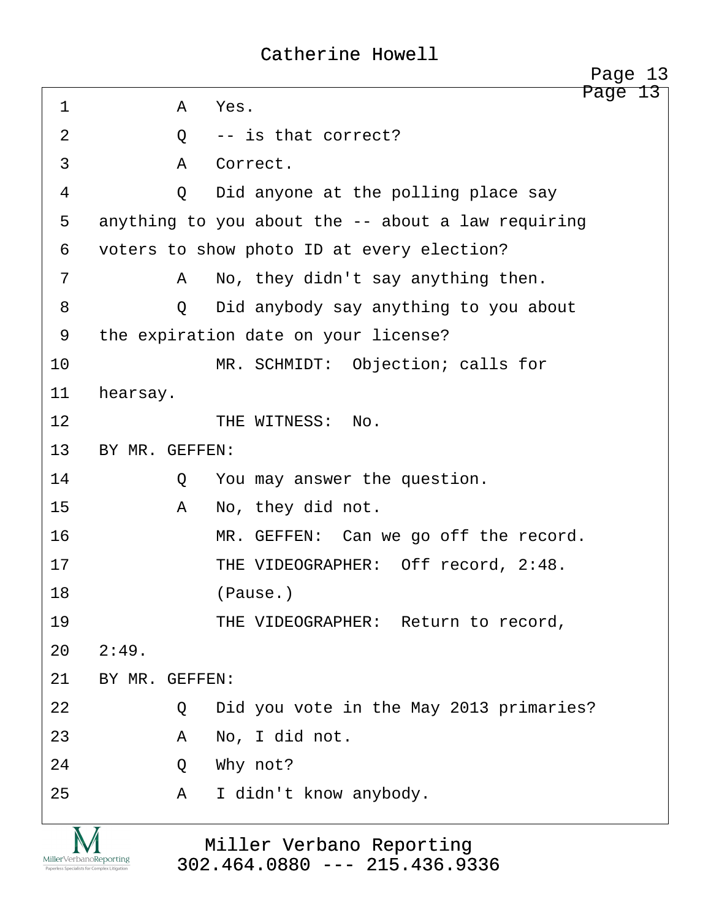1 A Yes.

2 Q -- is that correct?

3 A Correct.

4 Q Did anyone at the polling place say

5 anything to you about the -- about a law requiring

6 voters to show photo ID at every election?

7 A No, they didn't say anything then.

8 Q Did anybody say anything to you about

9 the expiration date on your license?

10 MR. SCHMIDT: Objection; calls for

11 hearsay.

12 THE WITNESS: No.

13 BY MR. GEFFEN:

14 Q You may answer the question.

15 A No, they did not.

16 MR. GEFFEN: Can we go off the record.

17 THE VIDEOGRAPHER: Off record, 2:48.

18 (Pause.)

19 THE VIDEOGRAPHER: Return to record,

20 2:49.

21 BY MR. GEFFEN:

22 Q Did you vote in the May 2013 primaries?

23 A No, I did not.

24 Q Why not?

25 A I didn't know anybody.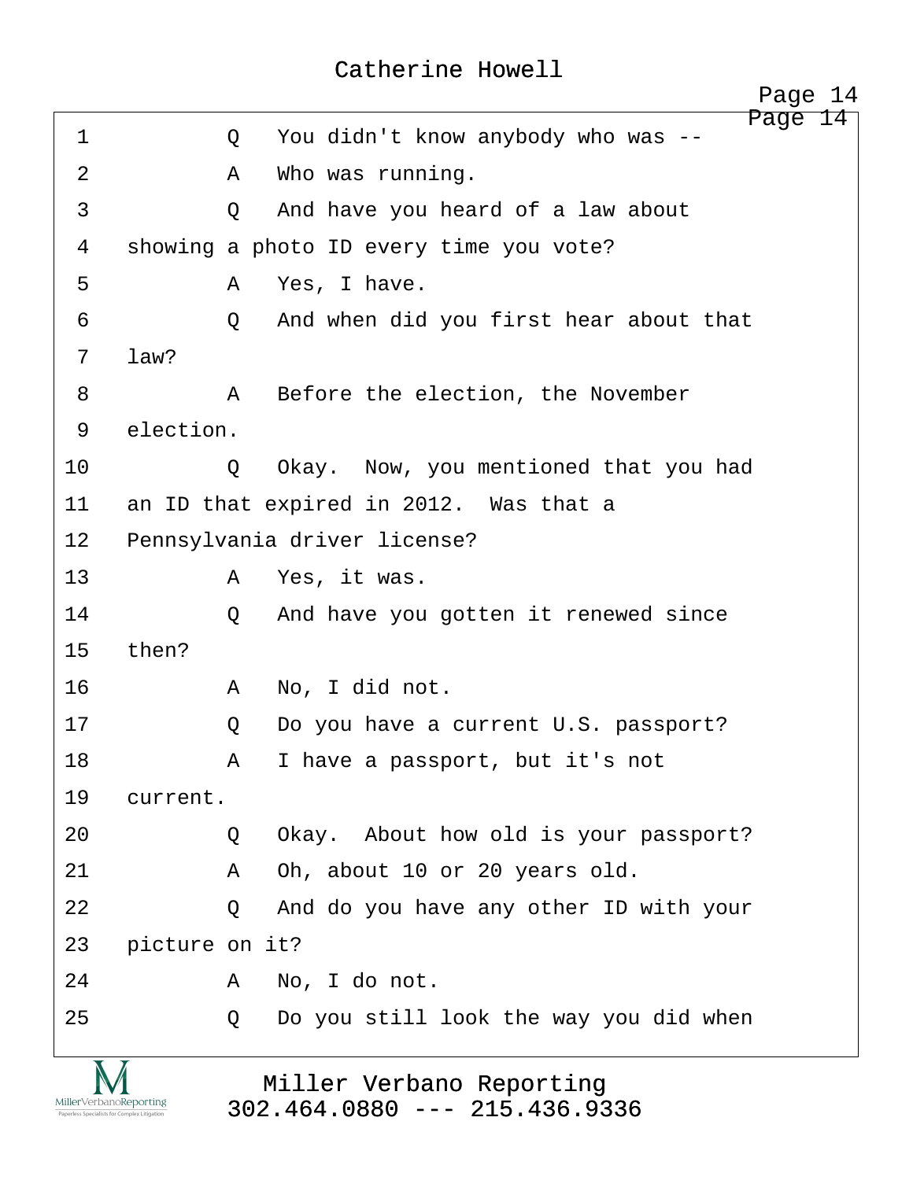1 Q You didn't know anybody who was --

2 A Who was running.

3 Q And have you heard of a law about

4 showing a photo ID every time you vote?

5 A Yes, I have.

6 Q And when did you first hear about that

7 law?

8 A Before the election, the November

9 election.

10 Q Okay. Now, you mentioned that you had

11 an ID that expired in 2012. Was that a

12 Pennsylvania driver license?

13 A Yes, it was.

14 Q And have you gotten it renewed since

15 then?

16 A No, I did not.

17 Q Do you have a current U.S. passport?

18 A I have a passport, but it's not

19 current.

20 Q Okay. About how old is your passport?

21 A Oh, about 10 or 20 years old.

22 Q And do you have any other ID with your

23 picture on it?

24 A No, I do not.

25 Q Do you still look the way you did when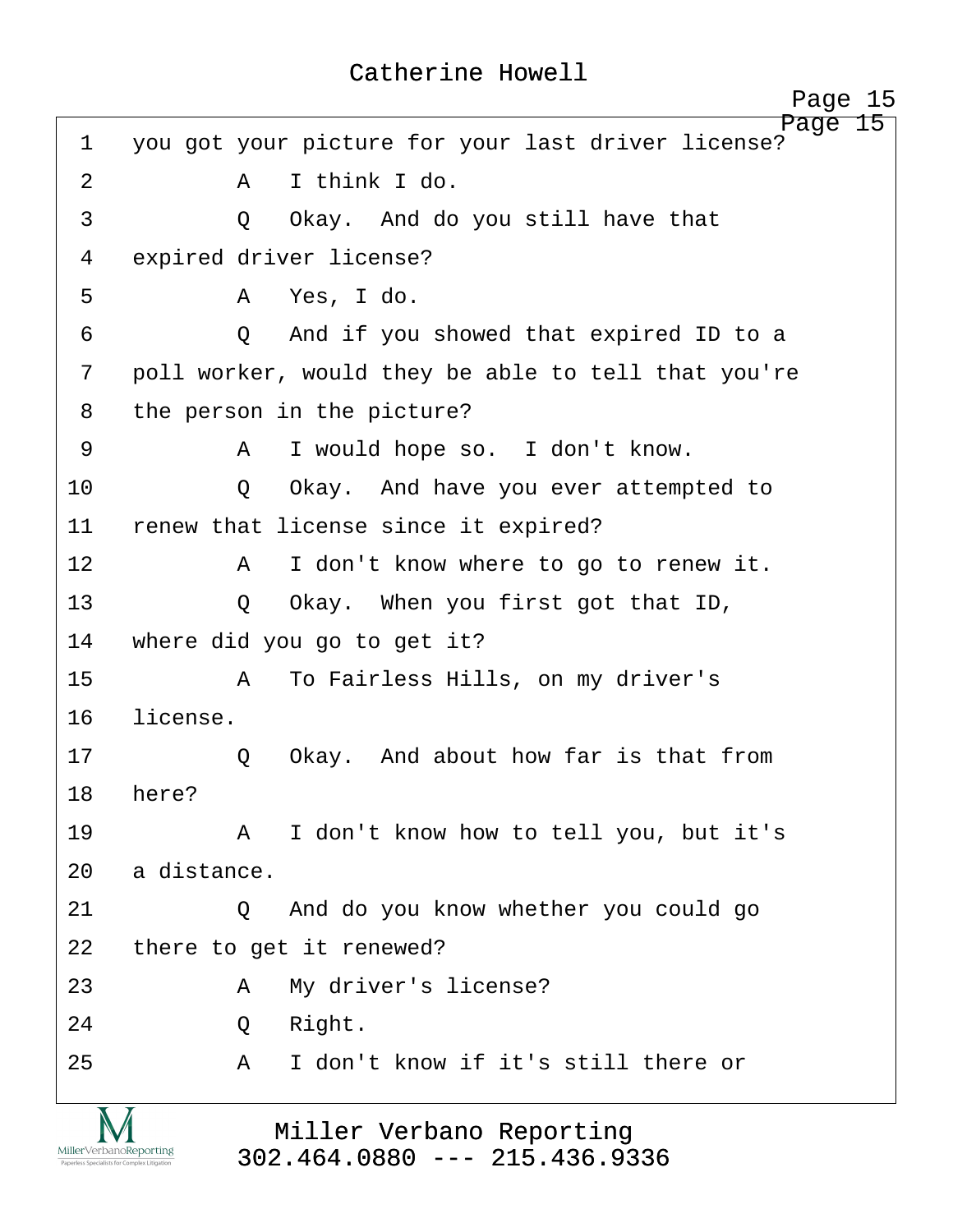1 you got your picture for your last driver license?

2 A I think I do.

3 Q Okay. And do you still have that

4 expired driver license?

5 A Yes, I do.

6 Q And if you showed that expired ID to a

7 poll worker, would they be able to tell that you're

8 the person in the picture?

9 A I would hope so. I don't know.

10 Q Okay. And have you ever attempted to

11 renew that license since it expired?

12 A I don't know where to go to renew it.

13 Q Okay. When you first got that ID,

14 where did you go to get it?

15 A To Fairless Hills, on my driver's

16 license.

17 Q Okay. And about how far is that from

18 here?

19 A I don't know how to tell you, but it's

20 a distance.

21 Q And do you know whether you could go

22 there to get it renewed?

23 A My driver's license?

24 Q Right.

25 A I don't know if it's still there or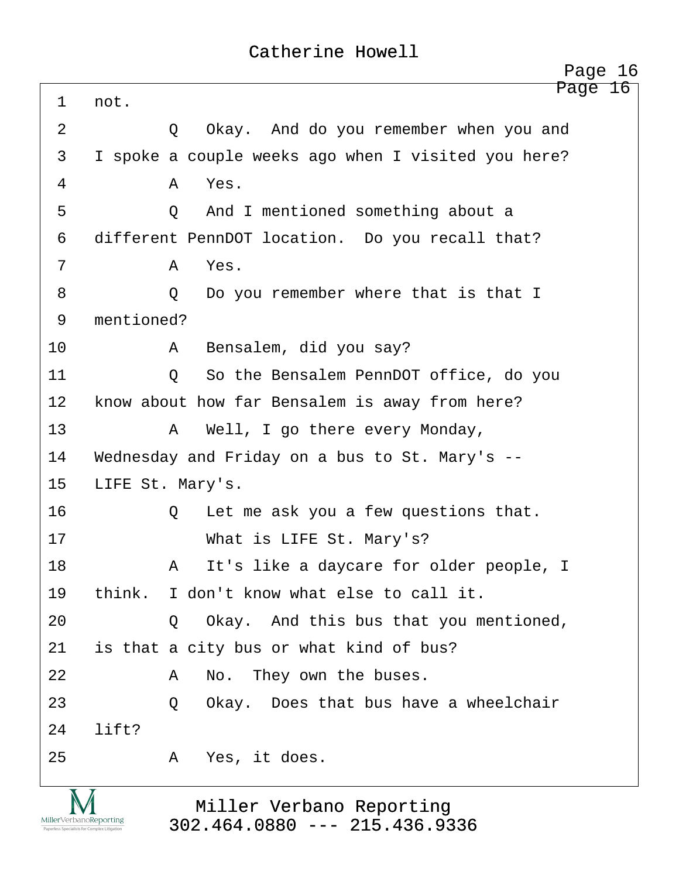1 not.

2 Q Okay. And do you remember when you and

3 I spoke a couple weeks ago when I visited you here?

4 A Yes.

5 Q And I mentioned something about a

6 different PennDOT location. Do you recall that?

7 A Yes.

8 Q Do you remember where that is that I

9 mentioned?

10 A Bensalem, did you say?

11 Q So the Bensalem PennDOT office, do you

12 know about how far Bensalem is away from here?

13 A Well, I go there every Monday,

14 Wednesday and Friday on a bus to St. Mary's --

15 LIFE St. Mary's.

16 Q Let me ask you a few questions that.

17 What is LIFE St. Mary's?

18 A It's like a daycare for older people, I

19 think. I don't know what else to call it.

20 Q Okay. And this bus that you mentioned,

21 is that a city bus or what kind of bus?

22 A No. They own the buses.

23 Q Okay. Does that bus have a wheelchair

24 lift?

25 A Yes, it does.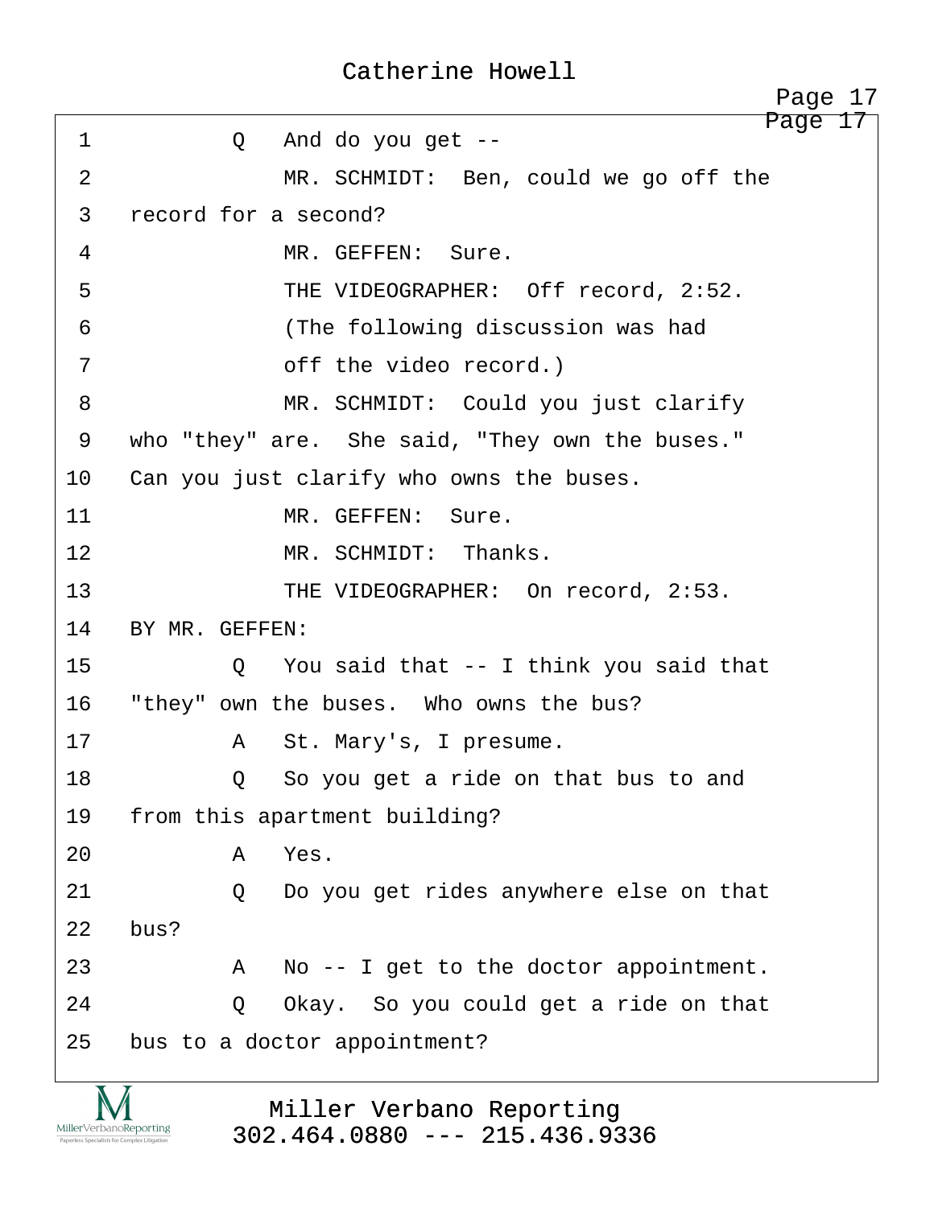1 Q And do you get --

2 MR. SCHMIDT: Ben, could we go off the

3 record for a second?

4 MR. GEFFEN: Sure.

5 THE VIDEOGRAPHER: Off record, 2:52.

6 (The following discussion was had

7 off the video record.)

8 MR. SCHMIDT: Could you just clarify

9 who "they" are. She said, "They own the buses."

10 Can you just clarify who owns the buses.

11 MR. GEFFEN: Sure.

12 MR. SCHMIDT: Thanks.

13 THE VIDEOGRAPHER: On record, 2:53.

14 BY MR. GEFFEN:

15 Q You said that -- I think you said that

16 "they" own the buses. Who owns the bus?

17 A St. Mary's, I presume.

18 Q So you get a ride on that bus to and

19 from this apartment building?

20 A Yes.

21 Q Do you get rides anywhere else on that

22 bus?

23 A No -- I get to the doctor appointment.

24 Q Okay. So you could get a ride on that

25 bus to a doctor appointment?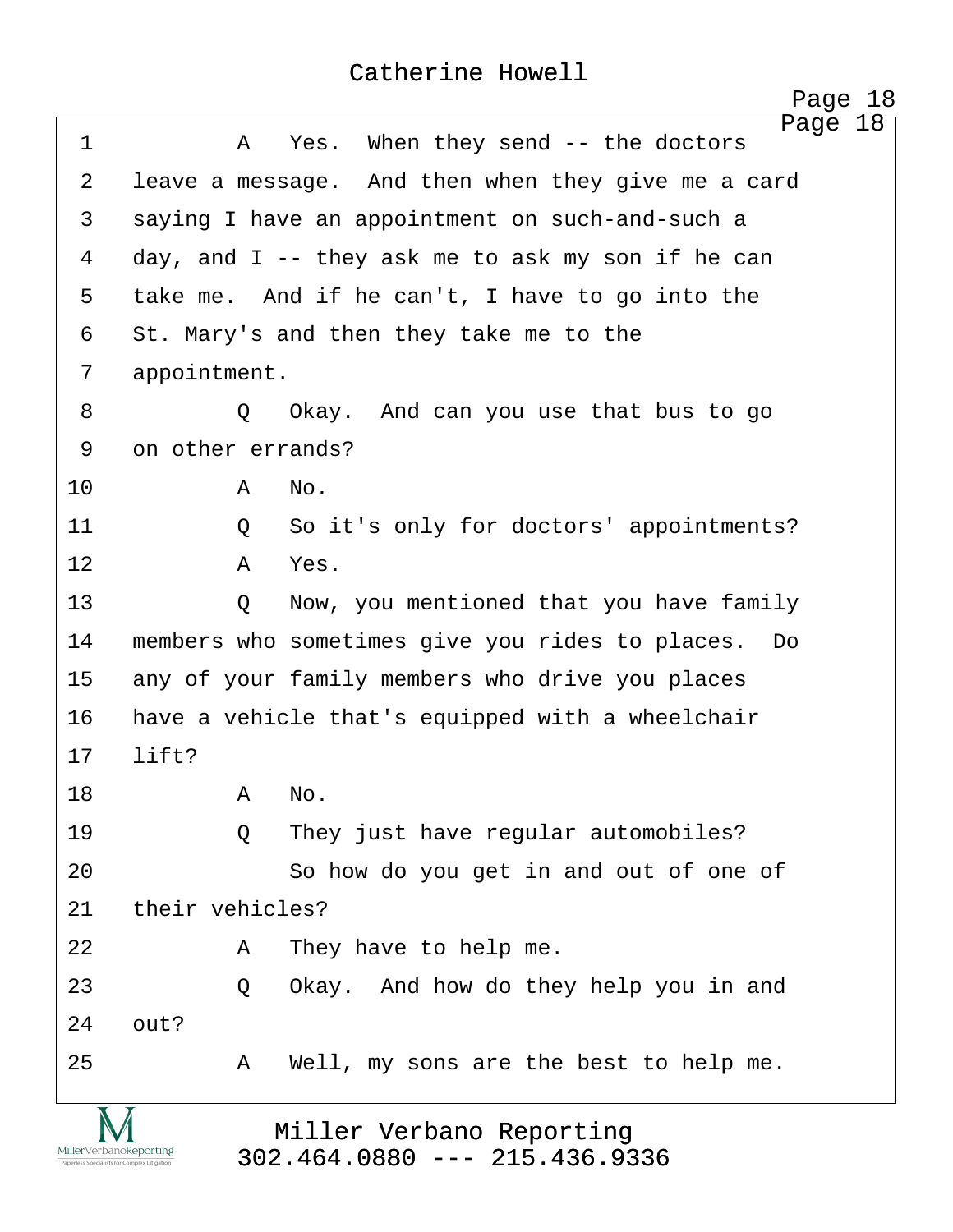1 A Yes. When they send -- the doctors
2 leave a message. And then when they give me a card
3 saying I have an appointment on such-and-such a
4 day, and I -- they ask me to ask my son if he can
5 take me. And if he can't, I have to go into the
6 St. Mary's and then they take me to the
7 appointment.
8 Q Okay. And can you use that bus to go
9 on other errands?
10 A No.
11 Q So it's only for doctors' appointments?
12 A Yes.
13 Q Now, you mentioned that you have family
14 members who sometimes give you rides to places. Do
15 any of your family members who drive you places
16 have a vehicle that's equipped with a wheelchair
17 lift?
18 A No.
19 Q They just have regular automobiles?
20 So how do you get in and out of one of
21 their vehicles?
22 A They have to help me.
23 Q Okay. And how do they help you in and
24 out?
25 A Well, my sons are the best to help me.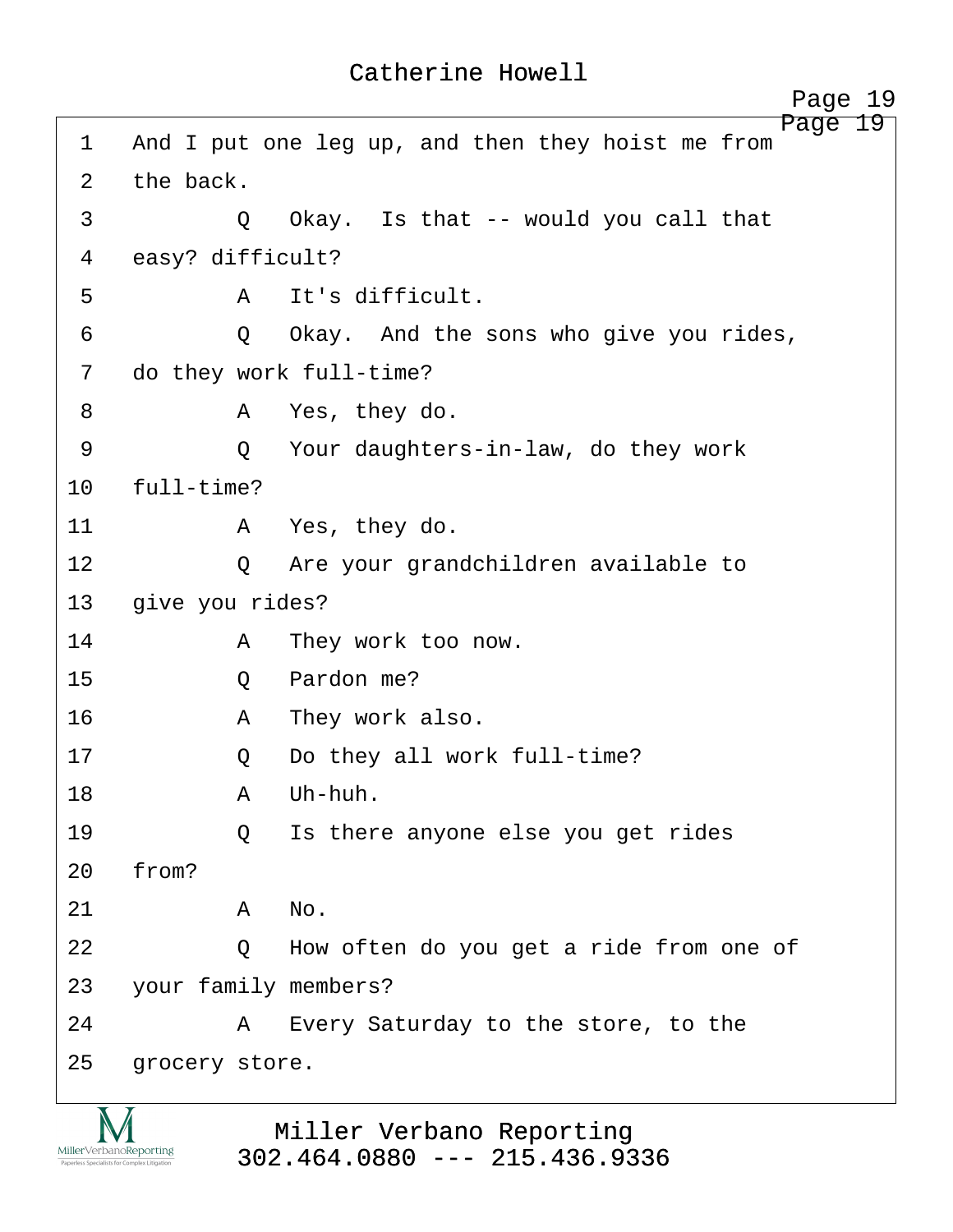1 And I put one leg up, and then they hoist me from
2 the back.
3 Q Okay. Is that -- would you call that
4 easy? difficult?
5 A It's difficult.
6 Q Okay. And the sons who give you rides,
7 do they work full-time?
8 A Yes, they do.
9 Q Your daughters-in-law, do they work
10 full-time?
11 A Yes, they do.
12 Q Are your grandchildren available to
13 give you rides?
14 A They work too now.
15 Q Pardon me?
16 A They work also.
17 Q Do they all work full-time?
18 A Uh-huh.
19 Q Is there anyone else you get rides
20 from?
21 A No.
22 Q How often do you get a ride from one of
23 your family members?
24 A Every Saturday to the store, to the
25 grocery store.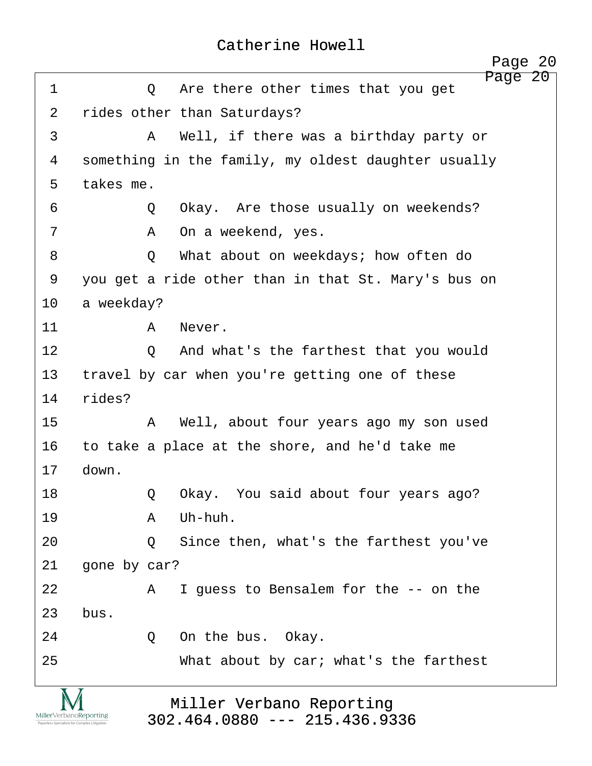1 Q Are there other times that you get
2 rides other than Saturdays?
3 A Well, if there was a birthday party or
4 something in the family, my oldest daughter usually
5 takes me.
6 Q Okay. Are those usually on weekends?
7 A On a weekend, yes.
8 Q What about on weekdays; how often do
9 you get a ride other than in that St. Mary's bus on
10 a weekday?
11 A Never.
12 Q And what's the farthest that you would
13 travel by car when you're getting one of these
14 rides?
15 A Well, about four years ago my son used
16 to take a place at the shore, and he'd take me
17 down.
18 Q Okay. You said about four years ago?
19 A Uh-huh.
20 Q Since then, what's the farthest you've
21 gone by car?
22 A I guess to Bensalem for the -- on the
23 bus.
24 Q On the bus. Okay.
25 What about by car; what's the farthest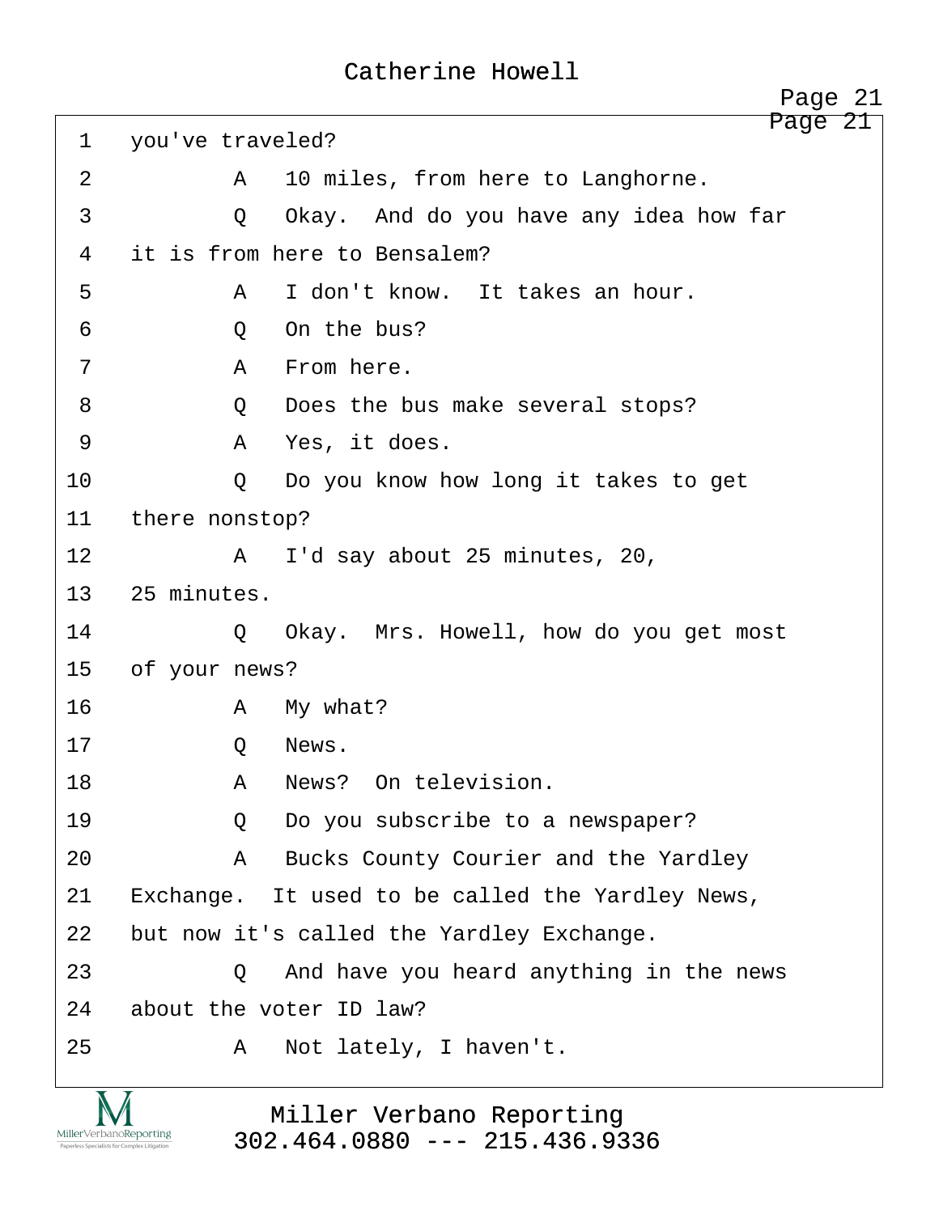1 you've traveled?

2 A 10 miles, from here to Langhorne.

3 Q Okay. And do you have any idea how far

4 it is from here to Bensalem?

5 A I don't know. It takes an hour.

6 Q On the bus?

7 A From here.

8 Q Does the bus make several stops?

9 A Yes, it does.

10 Q Do you know how long it takes to get

11 there nonstop?

12 A I'd say about 25 minutes, 20,

13 25 minutes.

14 Q Okay. Mrs. Howell, how do you get most

15 of your news?

16 A My what?

17 Q News.

18 A News? On television.

19 Q Do you subscribe to a newspaper?

20 A Bucks County Courier and the Yardley

21 Exchange. It used to be called the Yardley News,

22 but now it's called the Yardley Exchange.

23 Q And have you heard anything in the news

24 about the voter ID law?

25 A Not lately, I haven't.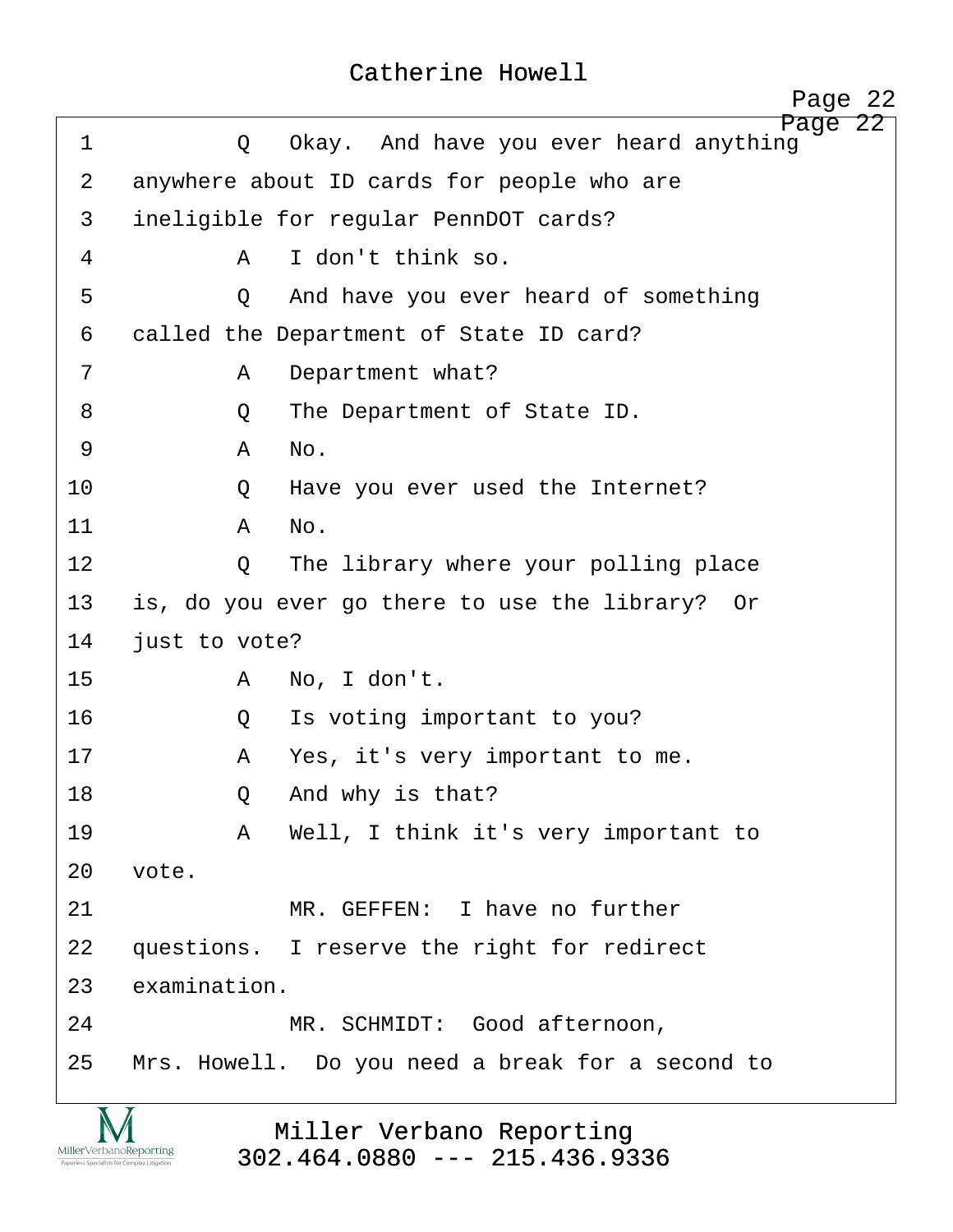1 Q Okay. And have you ever heard anything
2 anywhere about ID cards for people who are
3 ineligible for regular PennDOT cards?
4 A I don't think so.
5 Q And have you ever heard of something
6 called the Department of State ID card?
7 A Department what?
8 Q The Department of State ID.
9 A No.
10 Q Have you ever used the Internet?
11 A No.
12 Q The library where your polling place
13 is, do you ever go there to use the library? Or
14 just to vote?
15 A No, I don't.
16 Q Is voting important to you?
17 A Yes, it's very important to me.
18 Q And why is that?
19 A Well, I think it's very important to
20 vote.
21 MR. GEFFEN: I have no further
22 questions. I reserve the right for redirect
23 examination.
24 MR. SCHMIDT: Good afternoon,
25 Mrs. Howell. Do you need a break for a second to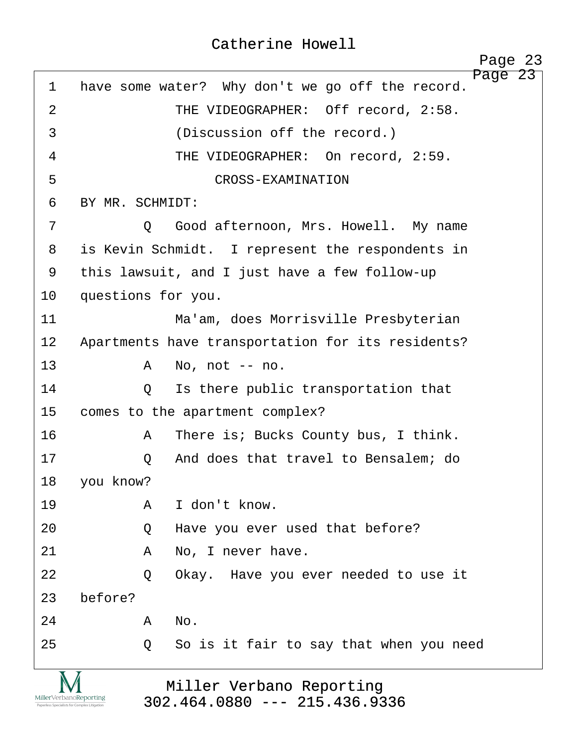1 have some water? Why don't we go off the record.

2 THE VIDEOGRAPHER: Off record, 2:58.

3 (Discussion off the record.)

4 THE VIDEOGRAPHER: On record, 2:59.

5 CROSS-EXAMINATION

6 BY MR. SCHMIDT:

7 Q Good afternoon, Mrs. Howell. My name

8 is Kevin Schmidt. I represent the respondents in

9 this lawsuit, and I just have a few follow-up

10 questions for you.

11 Ma'am, does Morrisville Presbyterian

12 Apartments have transportation for its residents?

13 A No, not -- no.

14 Q Is there public transportation that

15 comes to the apartment complex?

16 A There is; Bucks County bus, I think.

17 Q And does that travel to Bensalem; do

18 you know?

19 A I don't know.

20 Q Have you ever used that before?

21 A No, I never have.

22 Q Okay. Have you ever needed to use it

23 before?

24 A No.

25 Q So is it fair to say that when you need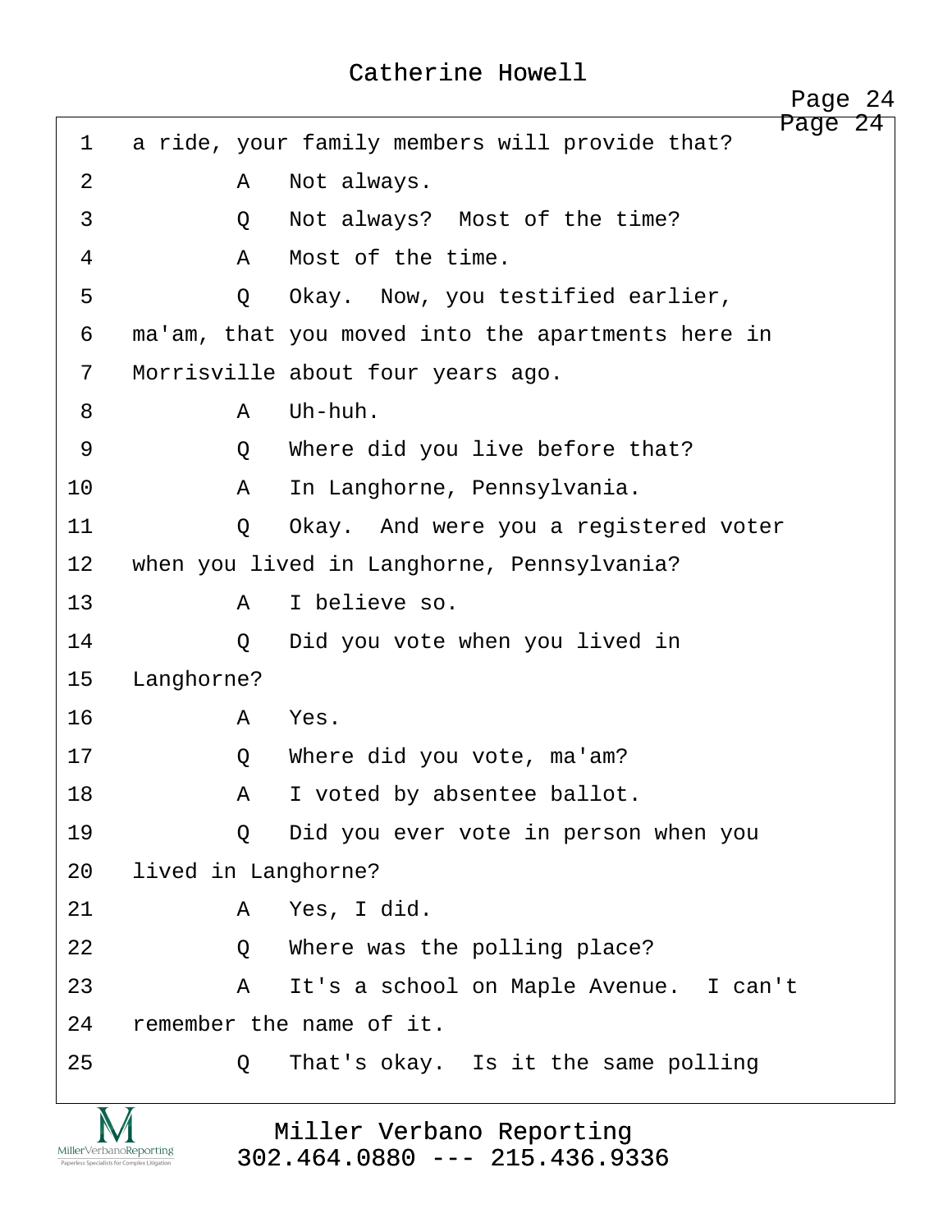1 a ride, your family members will provide that?

2 A Not always.

3 Q Not always? Most of the time?

4 A Most of the time.

5 Q Okay. Now, you testified earlier,

6 ma'am, that you moved into the apartments here in

7 Morrisville about four years ago.

8 A Uh-huh.

9 Q Where did you live before that?

10 A In Langhorne, Pennsylvania.

11 Q Okay. And were you a registered voter

12 when you lived in Langhorne, Pennsylvania?

13 A I believe so.

14 Q Did you vote when you lived in

15 Langhorne?

16 A Yes.

17 Q Where did you vote, ma'am?

18 A I voted by absentee ballot.

19 Q Did you ever vote in person when you

20 lived in Langhorne?

21 A Yes, I did.

22 Q Where was the polling place?

23 A It's a school on Maple Avenue. I can't

24 remember the name of it.

25 Q That's okay. Is it the same polling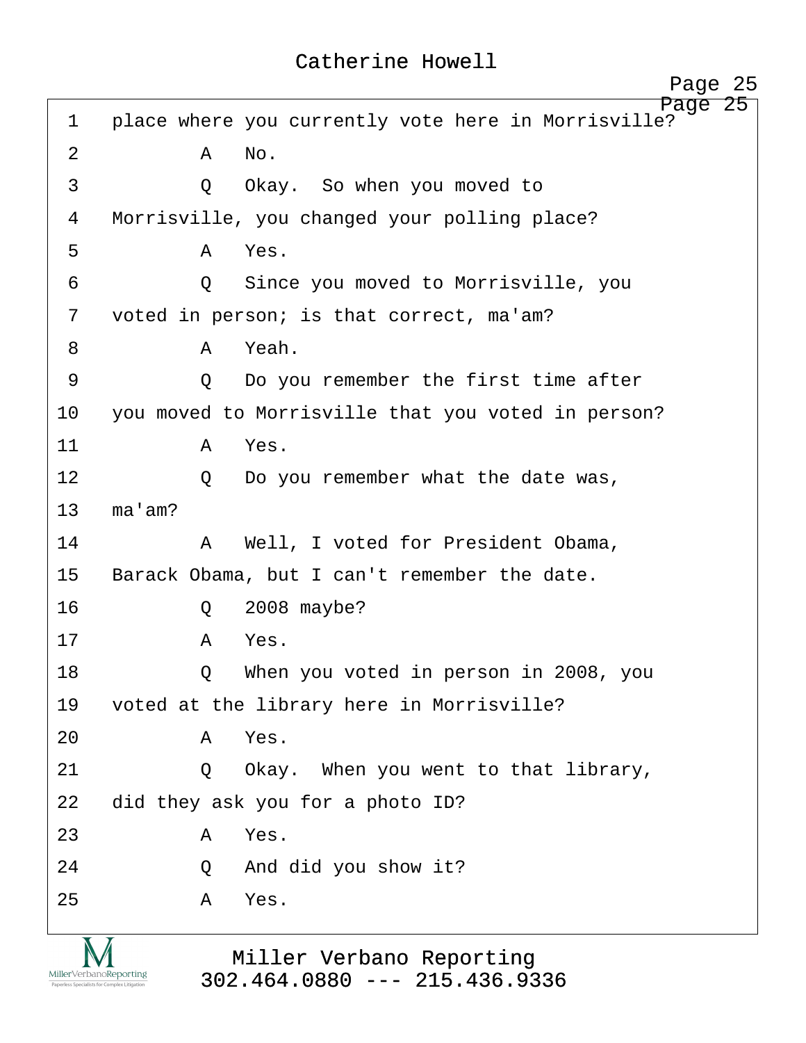1 place where you currently vote here in Morrisville?

2 A No.

3 Q Okay. So when you moved to

4 Morrisville, you changed your polling place?

5 A Yes.

6 Q Since you moved to Morrisville, you

7 voted in person; is that correct, ma'am?

8 A Yeah.

9 Q Do you remember the first time after

10 you moved to Morrisville that you voted in person?

11 A Yes.

12 Q Do you remember what the date was,

13 ma'am?

14 A Well, I voted for President Obama,

15 Barack Obama, but I can't remember the date.

16 Q 2008 maybe?

17 A Yes.

18 Q When you voted in person in 2008, you

19 voted at the library here in Morrisville?

20 A Yes.

21 Q Okay. When you went to that library,

22 did they ask you for a photo ID?

23 A Yes.

24 Q And did you show it?

25 A Yes.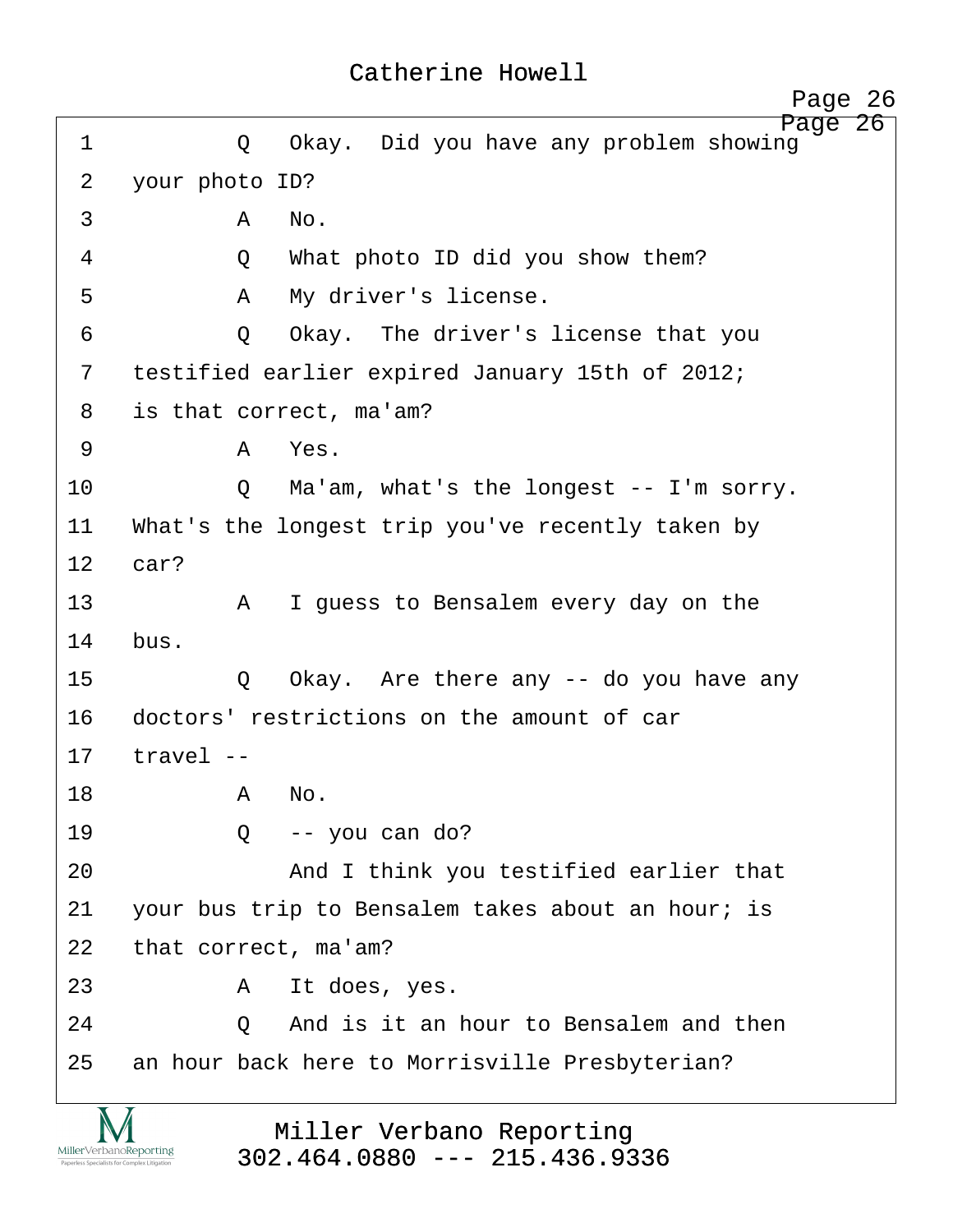1 Q Okay. Did you have any problem showing
2 your photo ID?
3 A No.
4 Q What photo ID did you show them?
5 A My driver's license.
6 Q Okay. The driver's license that you
7 testified earlier expired January 15th of 2012;
8 is that correct, ma'am?
9 A Yes.
10 Q Ma'am, what's the longest -- I'm sorry.
11 What's the longest trip you've recently taken by
12 car?
13 A I guess to Bensalem every day on the
14 bus.
15 Q Okay. Are there any -- do you have any
16 doctors' restrictions on the amount of car
17 travel --
18 A No.
19 Q -- you can do?
20 And I think you testified earlier that
21 your bus trip to Bensalem takes about an hour; is
22 that correct, ma'am?
23 A It does, yes.
24 Q And is it an hour to Bensalem and then
25 an hour back here to Morrisville Presbyterian?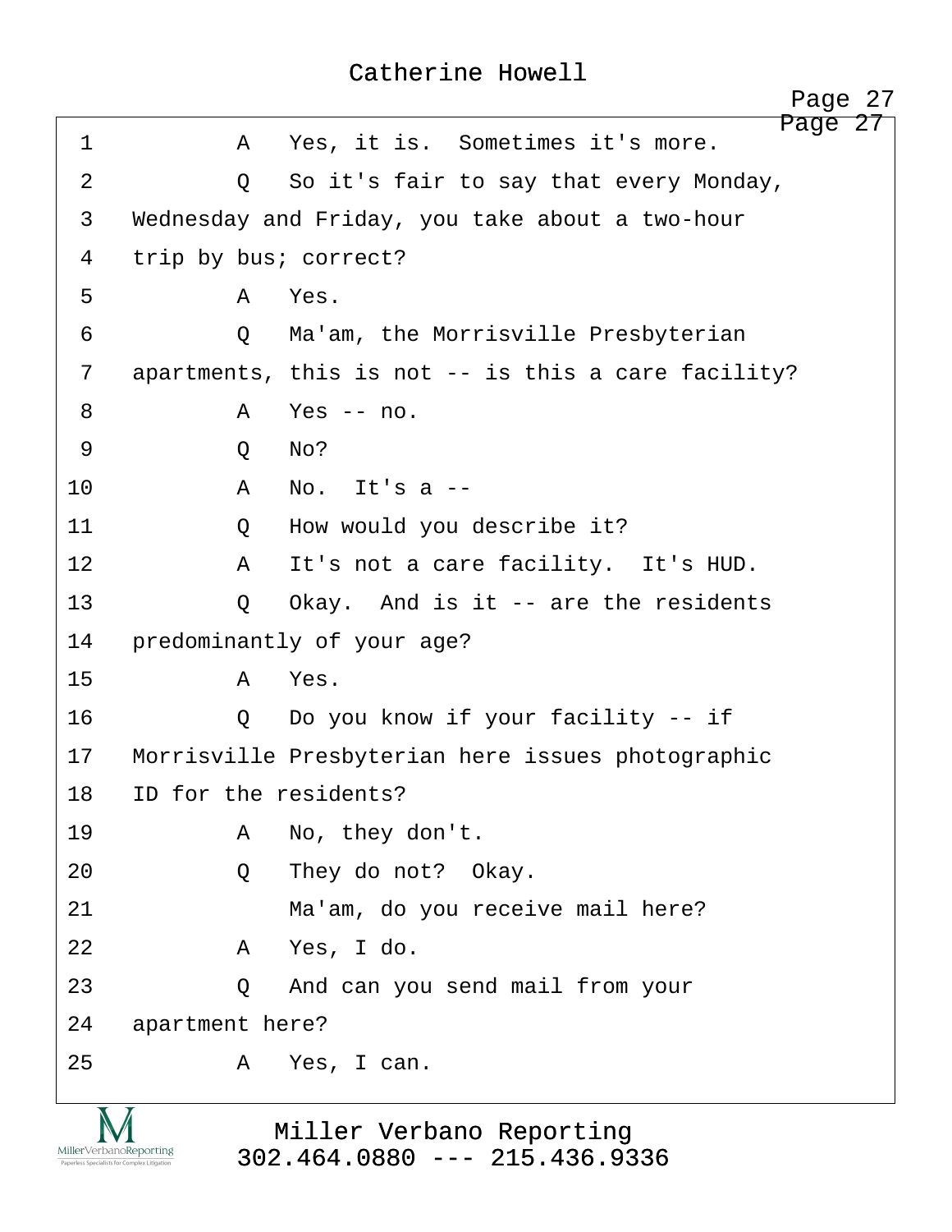1 A Yes, it is. Sometimes it's more.

2 Q So it's fair to say that every Monday,

3 Wednesday and Friday, you take about a two-hour

4 trip by bus; correct?

5 A Yes.

6 Q Ma'am, the Morrisville Presbyterian

7 apartments, this is not -- is this a care facility?

8 A Yes -- no.

9 Q No?

10 A No. It's a --

11 Q How would you describe it?

12 A It's not a care facility. It's HUD.

13 Q Okay. And is it -- are the residents

14 predominantly of your age?

15 A Yes.

16 Q Do you know if your facility -- if

17 Morrisville Presbyterian here issues photographic

18 ID for the residents?

19 A No, they don't.

20 Q They do not? Okay.

21 Ma'am, do you receive mail here?

22 A Yes, I do.

23 Q And can you send mail from your

24 apartment here?

25 A Yes, I can.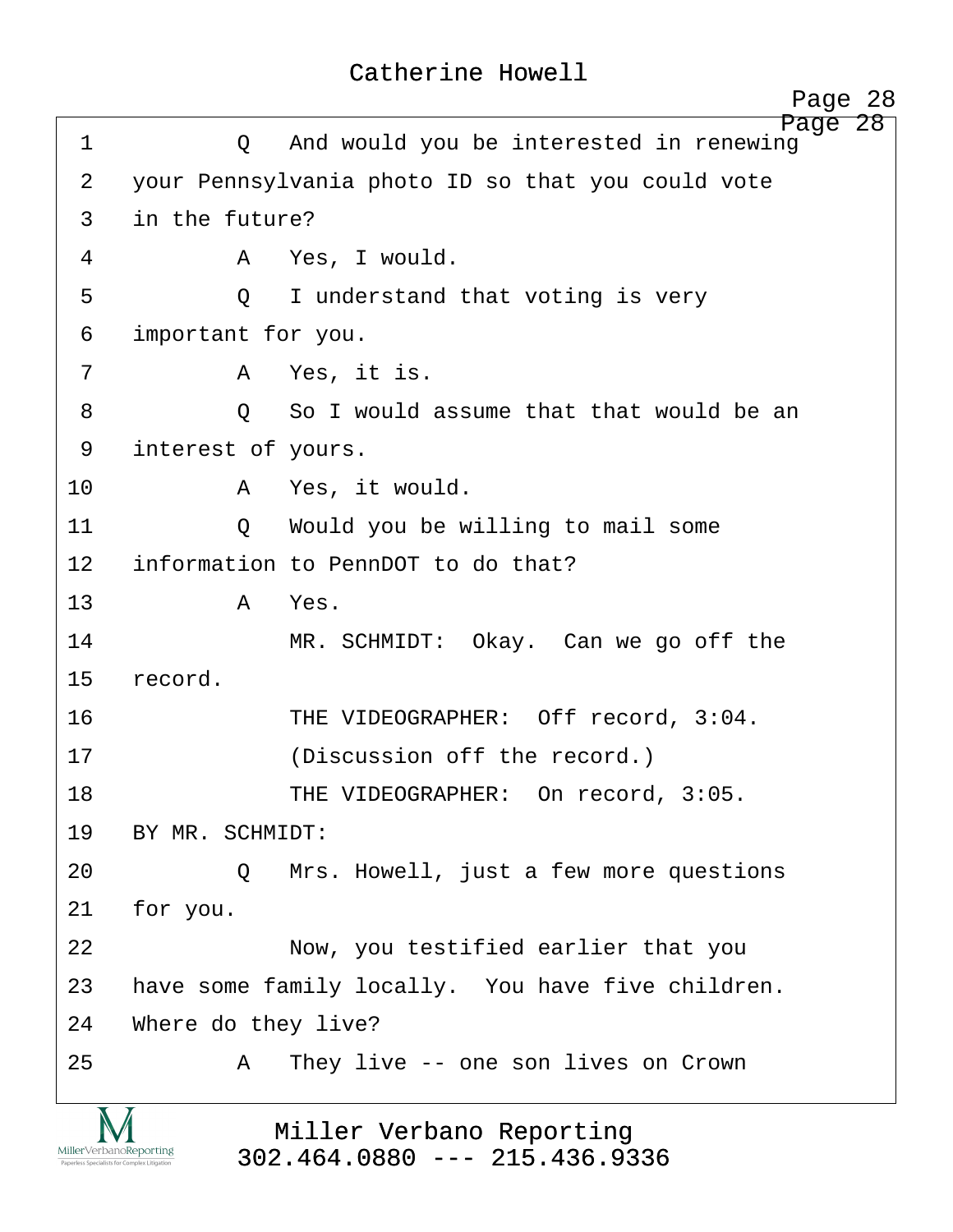1 Q And would you be interested in renewing

2 your Pennsylvania photo ID so that you could vote

3 in the future?

4 A Yes, I would.

5 Q I understand that voting is very

6 important for you.

7 A Yes, it is.

8 Q So I would assume that that would be an

9 interest of yours.

10 A Yes, it would.

11 Q Would you be willing to mail some

12 information to PennDOT to do that?

13 A Yes.

14 MR. SCHMIDT: Okay. Can we go off the

15 record.

16 THE VIDEOGRAPHER: Off record, 3:04.

17 (Discussion off the record.)

18 THE VIDEOGRAPHER: On record, 3:05.

19 BY MR. SCHMIDT:

20 Q Mrs. Howell, just a few more questions

21 for you.

22 Now, you testified earlier that you

23 have some family locally. You have five children.

24 Where do they live?

25 A They live -- one son lives on Crown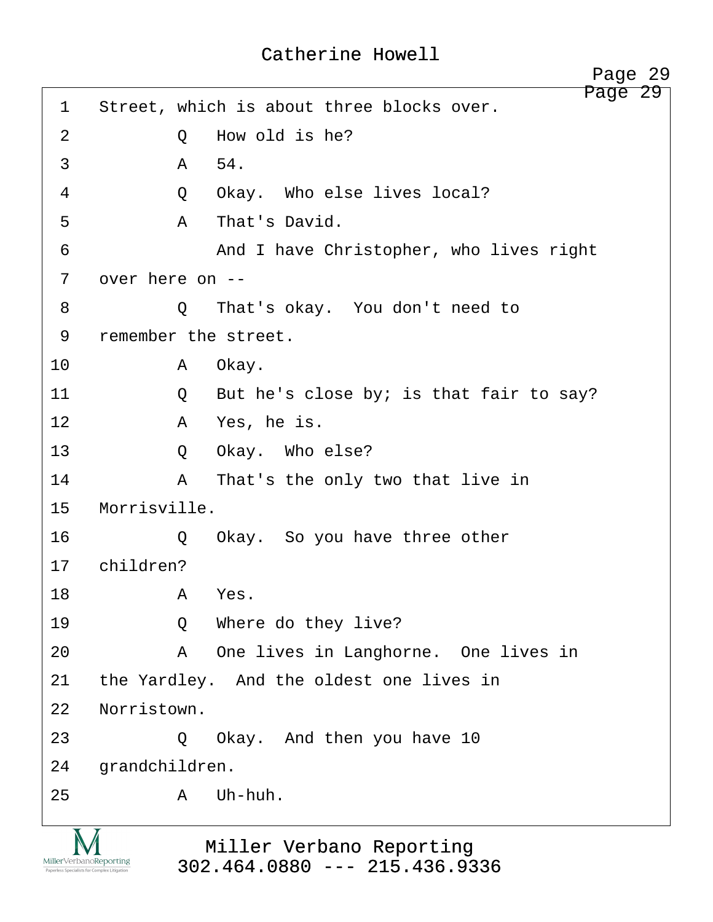1 Street, which is about three blocks over.

2 Q How old is he?

3 A 54.

4 Q Okay. Who else lives local?

5 A That's David.

6 And I have Christopher, who lives right

7 over here on --

8 Q That's okay. You don't need to

9 remember the street.

10 A Okay.

11 Q But he's close by; is that fair to say?

12 A Yes, he is.

13 Q Okay. Who else?

14 A That's the only two that live in

15 Morrisville.

16 Q Okay. So you have three other

17 children?

18 A Yes.

19 Q Where do they live?

20 A One lives in Langhorne. One lives in

21 the Yardley. And the oldest one lives in

22 Norristown.

23 Q Okay. And then you have 10

24 grandchildren.

25 A Uh-huh.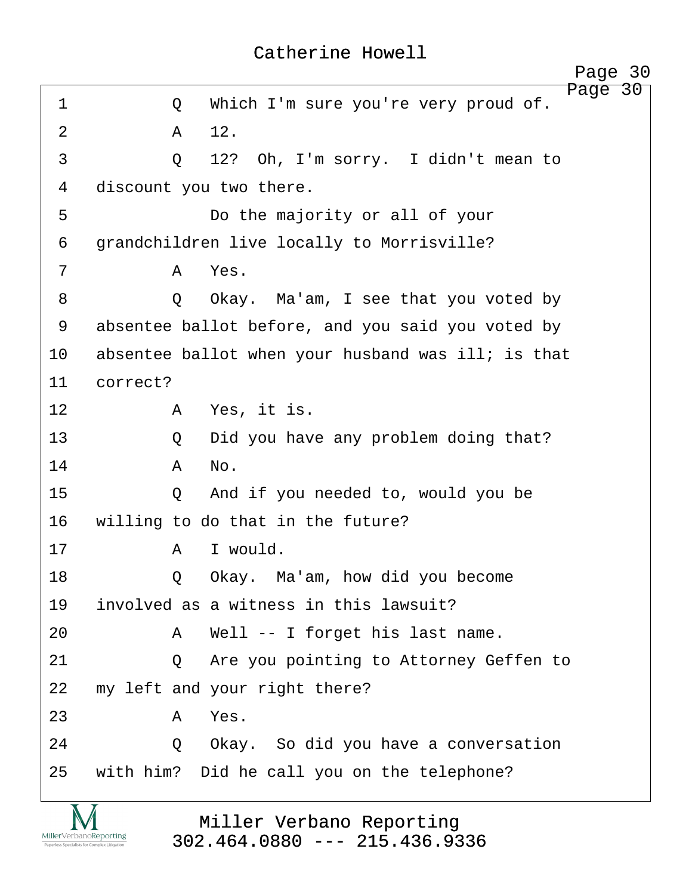1 Q Which I'm sure you're very proud of.

2 A 12.

3 Q 12? Oh, I'm sorry. I didn't mean to

4 discount you two there.

5 Do the majority or all of your

6 grandchildren live locally to Morrisville?

7 A Yes.

8 Q Okay. Ma'am, I see that you voted by

9 absentee ballot before, and you said you voted by

10 absentee ballot when your husband was ill; is that

11 correct?

12 A Yes, it is.

13 Q Did you have any problem doing that?

14 A No.

15 Q And if you needed to, would you be

16 willing to do that in the future?

17 A I would.

18 Q Okay. Ma'am, how did you become

19 involved as a witness in this lawsuit?

20 A Well -- I forget his last name.

21 Q Are you pointing to Attorney Geffen to

22 my left and your right there?

23 A Yes.

24 Q Okay. So did you have a conversation

25 with him? Did he call you on the telephone?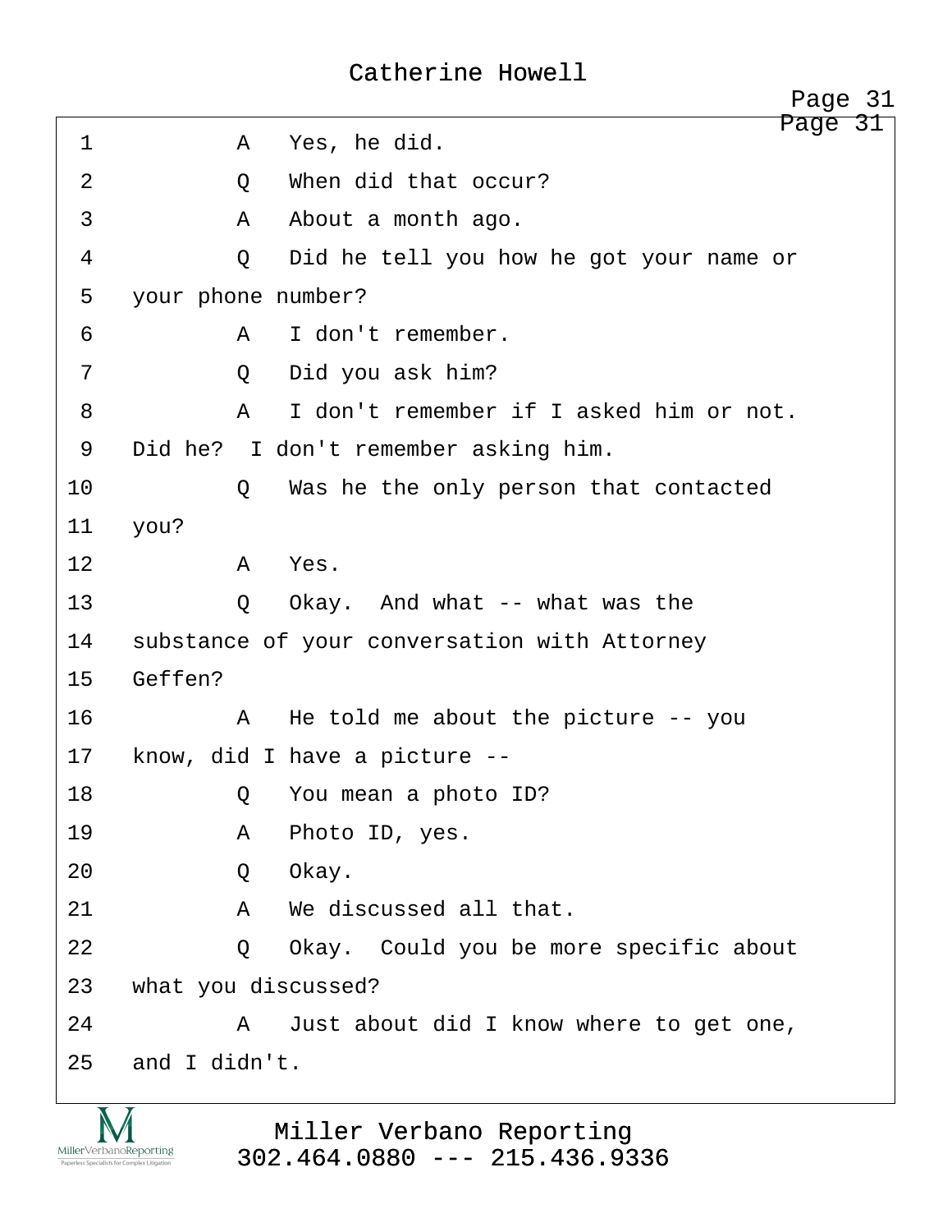1 A Yes, he did.

2 Q When did that occur?

3 A About a month ago.

4 Q Did he tell you how he got your name or

5 your phone number?

6 A I don't remember.

7 Q Did you ask him?

8 A I don't remember if I asked him or not.

9 Did he? I don't remember asking him.

10 Q Was he the only person that contacted

11 you?

12 A Yes.

13 Q Okay. And what -- what was the

14 substance of your conversation with Attorney

15 Geffen?

16 A He told me about the picture -- you

17 know, did I have a picture --

18 Q You mean a photo ID?

19 A Photo ID, yes.

20 Q Okay.

21 A We discussed all that.

22 Q Okay. Could you be more specific about

23 what you discussed?

24 A Just about did I know where to get one,

25 and I didn't.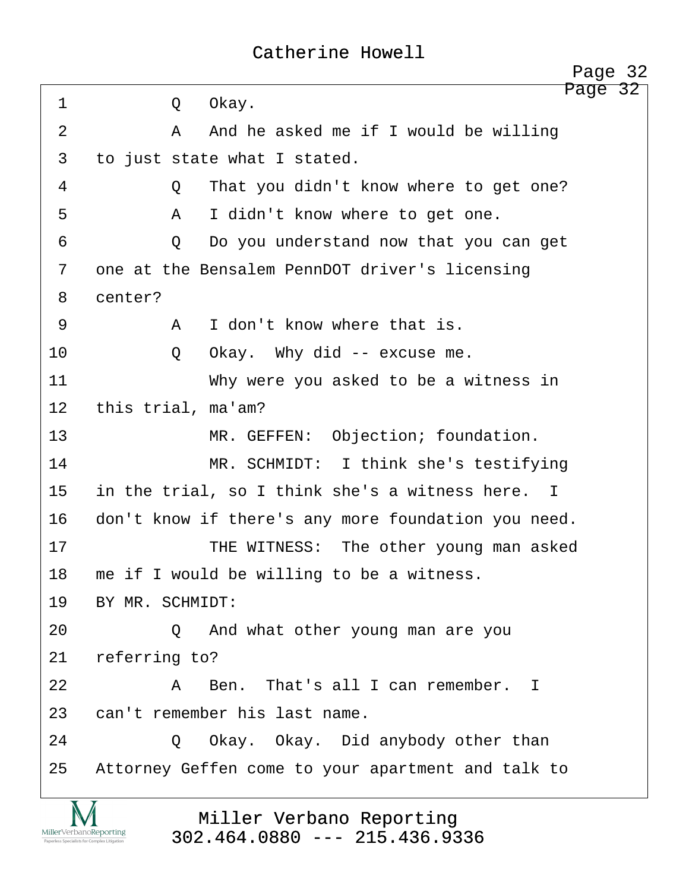1 Q Okay.

2 A And he asked me if I would be willing

3 to just state what I stated.

4 Q That you didn't know where to get one?

5 A I didn't know where to get one.

6 Q Do you understand now that you can get

7 one at the Bensalem PennDOT driver's licensing

8 center?

9 A I don't know where that is.

10 Q Okay. Why did -- excuse me.

11 Why were you asked to be a witness in

12 this trial, ma'am?

13 MR. GEFFEN: Objection; foundation.

14 MR. SCHMIDT: I think she's testifying

15 in the trial, so I think she's a witness here. I

16 don't know if there's any more foundation you need.

17 THE WITNESS: The other young man asked

18 me if I would be willing to be a witness.

19 BY MR. SCHMIDT:

20 Q And what other young man are you

21 referring to?

22 A Ben. That's all I can remember. I

23 can't remember his last name.

24 Q Okay. Okay. Did anybody other than

25 Attorney Geffen come to your apartment and talk to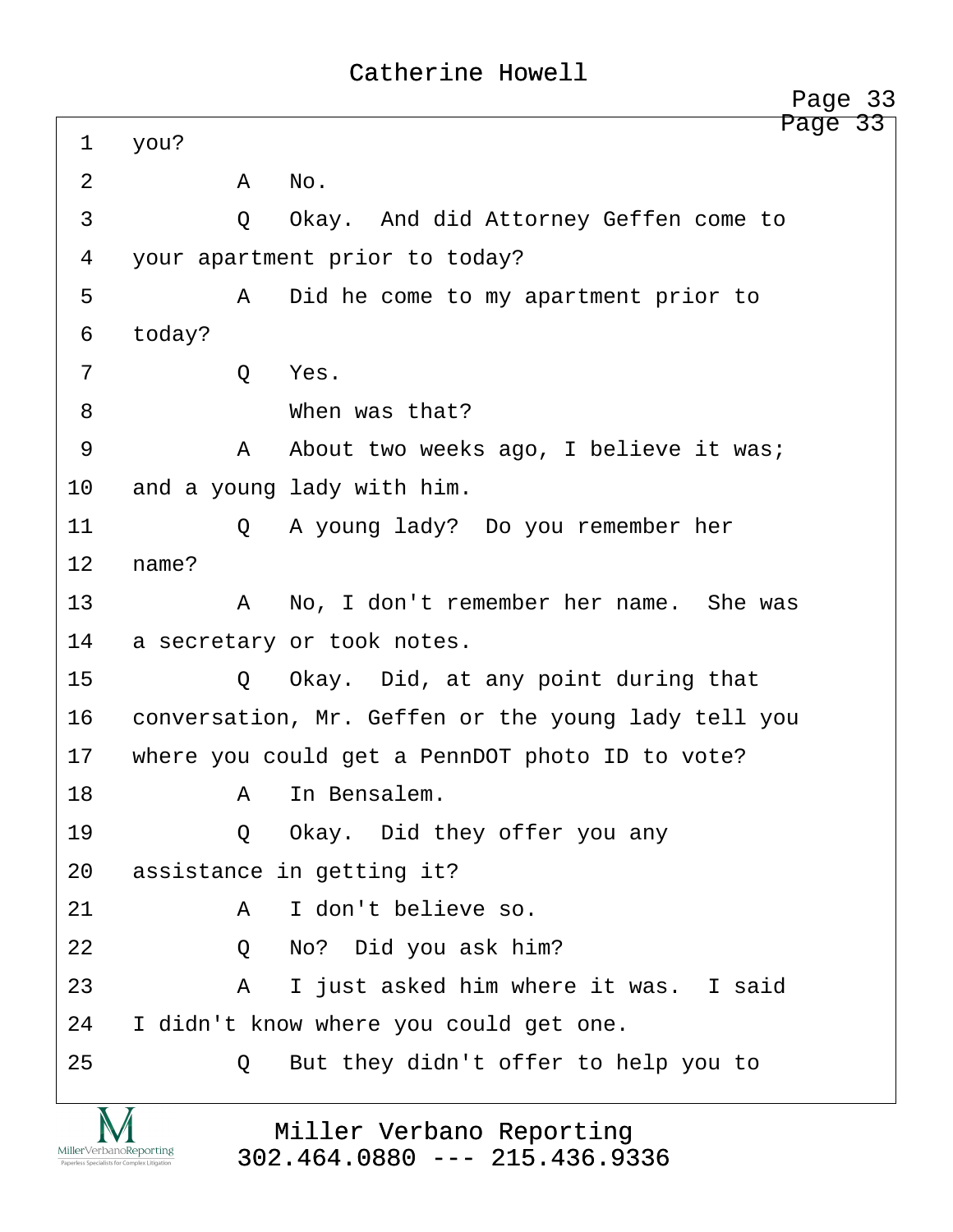1 you?

2 A No.

3 Q Okay. And did Attorney Geffen come to

4 your apartment prior to today?

5 A Did he come to my apartment prior to

6 today?

7 Q Yes.

8 When was that?

9 A About two weeks ago, I believe it was;

10 and a young lady with him.

11 Q A young lady? Do you remember her

12 name?

13 A No, I don't remember her name. She was

14 a secretary or took notes.

15 Q Okay. Did, at any point during that

16 conversation, Mr. Geffen or the young lady tell you

17 where you could get a PennDOT photo ID to vote?

18 A In Bensalem.

19 Q Okay. Did they offer you any

20 assistance in getting it?

21 A I don't believe so.

22 Q No? Did you ask him?

23 A I just asked him where it was. I said

24 I didn't know where you could get one.

25 Q But they didn't offer to help you to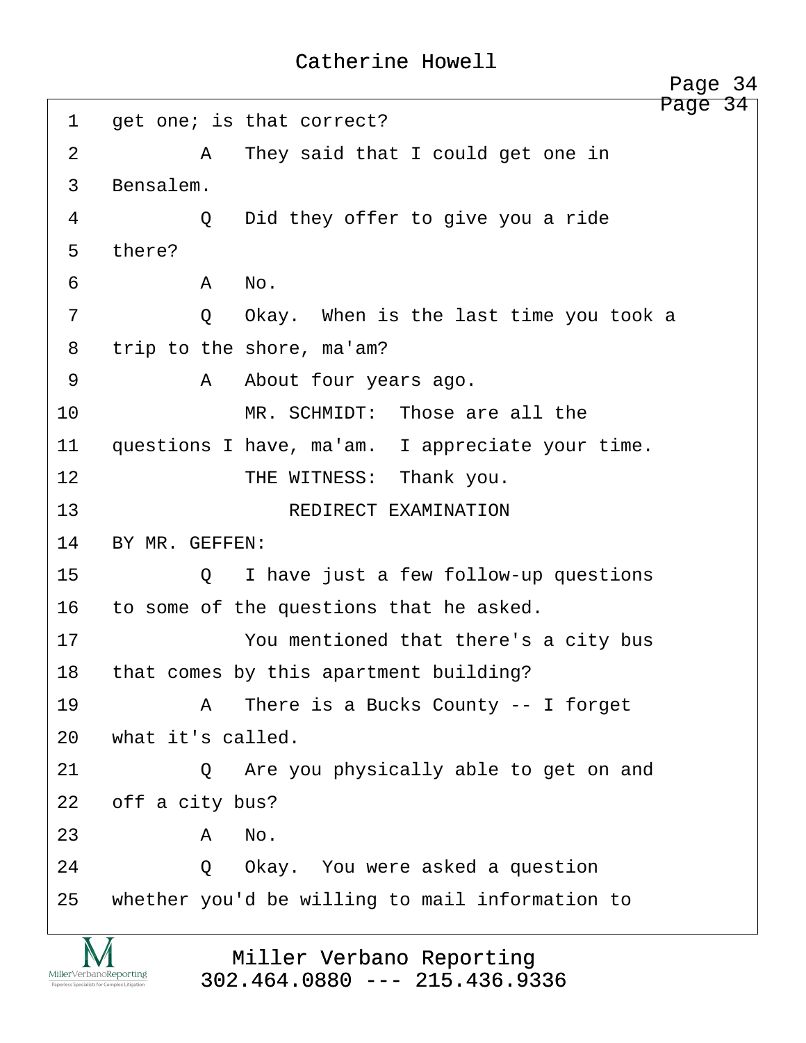1 get one; is that correct?

2 A They said that I could get one in

3 Bensalem.

4 Q Did they offer to give you a ride

5 there?

6 A No.

7 Q Okay. When is the last time you took a

8 trip to the shore, ma'am?

9 A About four years ago.

10 MR. SCHMIDT: Those are all the

11 questions I have, ma'am. I appreciate your time.

12 THE WITNESS: Thank you.

13 REDIRECT EXAMINATION

14 BY MR. GEFFEN:

15 Q I have just a few follow-up questions

16 to some of the questions that he asked.

17 You mentioned that there's a city bus

18 that comes by this apartment building?

19 A There is a Bucks County -- I forget

20 what it's called.

21 Q Are you physically able to get on and

22 off a city bus?

23 A No.

24 Q Okay. You were asked a question

25 whether you'd be willing to mail information to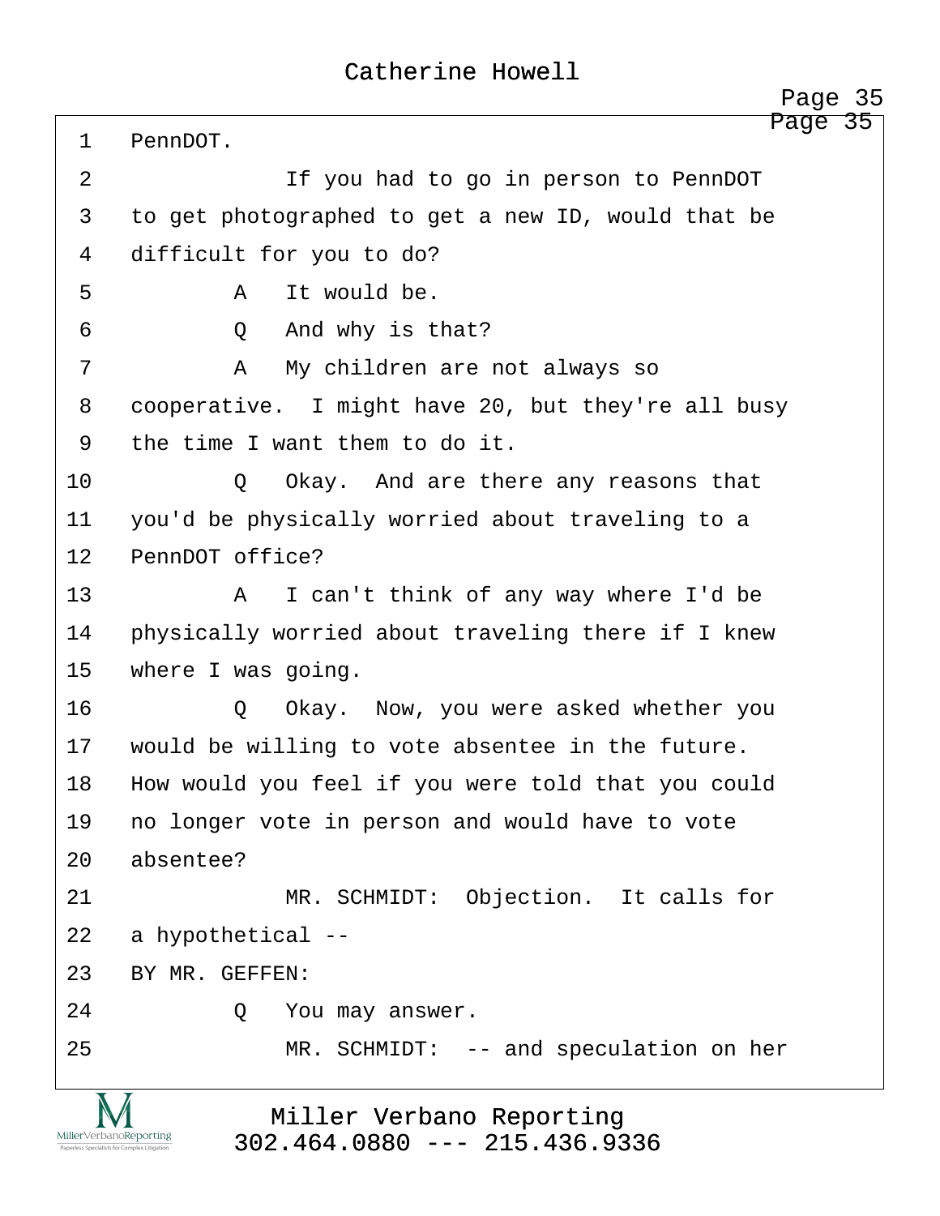1 PennDOT.

2 If you had to go in person to PennDOT

3 to get photographed to get a new ID, would that be

4 difficult for you to do?

5 A It would be.

6 Q And why is that?

7 A My children are not always so

8 cooperative. I might have 20, but they're all busy

9 the time I want them to do it.

10 Q Okay. And are there any reasons that

11 you'd be physically worried about traveling to a

12 PennDOT office?

13 A I can't think of any way where I'd be

14 physically worried about traveling there if I knew

15 where I was going.

16 Q Okay. Now, you were asked whether you

17 would be willing to vote absentee in the future.

18 How would you feel if you were told that you could

19 no longer vote in person and would have to vote

20 absentee?

21 MR. SCHMIDT: Objection. It calls for

22 a hypothetical --

23 BY MR. GEFFEN:

24 Q You may answer.

25 MR. SCHMIDT: -- and speculation on her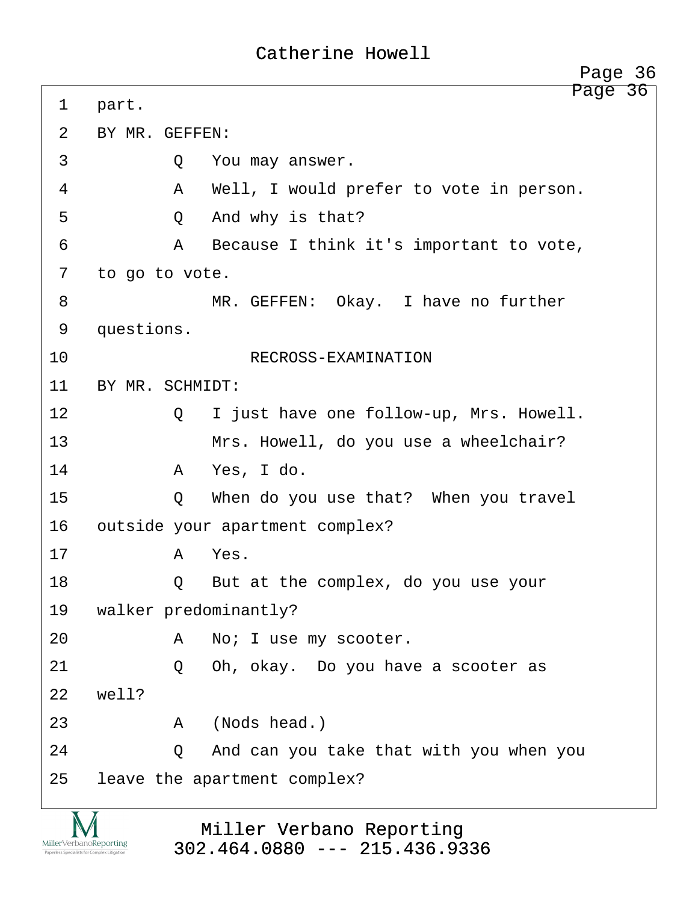part.

BY MR. GEFFEN:

Q You may answer.

A Well, I would prefer to vote in person.

Q And why is that?

A Because I think it's important to vote, to go to vote.

MR. GEFFEN: Okay. I have no further questions.

RECROSS-EXAMINATION

BY MR. SCHMIDT:

Q I just have one follow-up, Mrs. Howell.

Mrs. Howell, do you use a wheelchair?

A Yes, I do.

Q When do you use that? When you travel outside your apartment complex?

A Yes.

Q But at the complex, do you use your walker predominantly?

A No; I use my scooter.

Q Oh, okay. Do you have a scooter as well?

A (Nods head.)

Q And can you take that with you when you leave the apartment complex?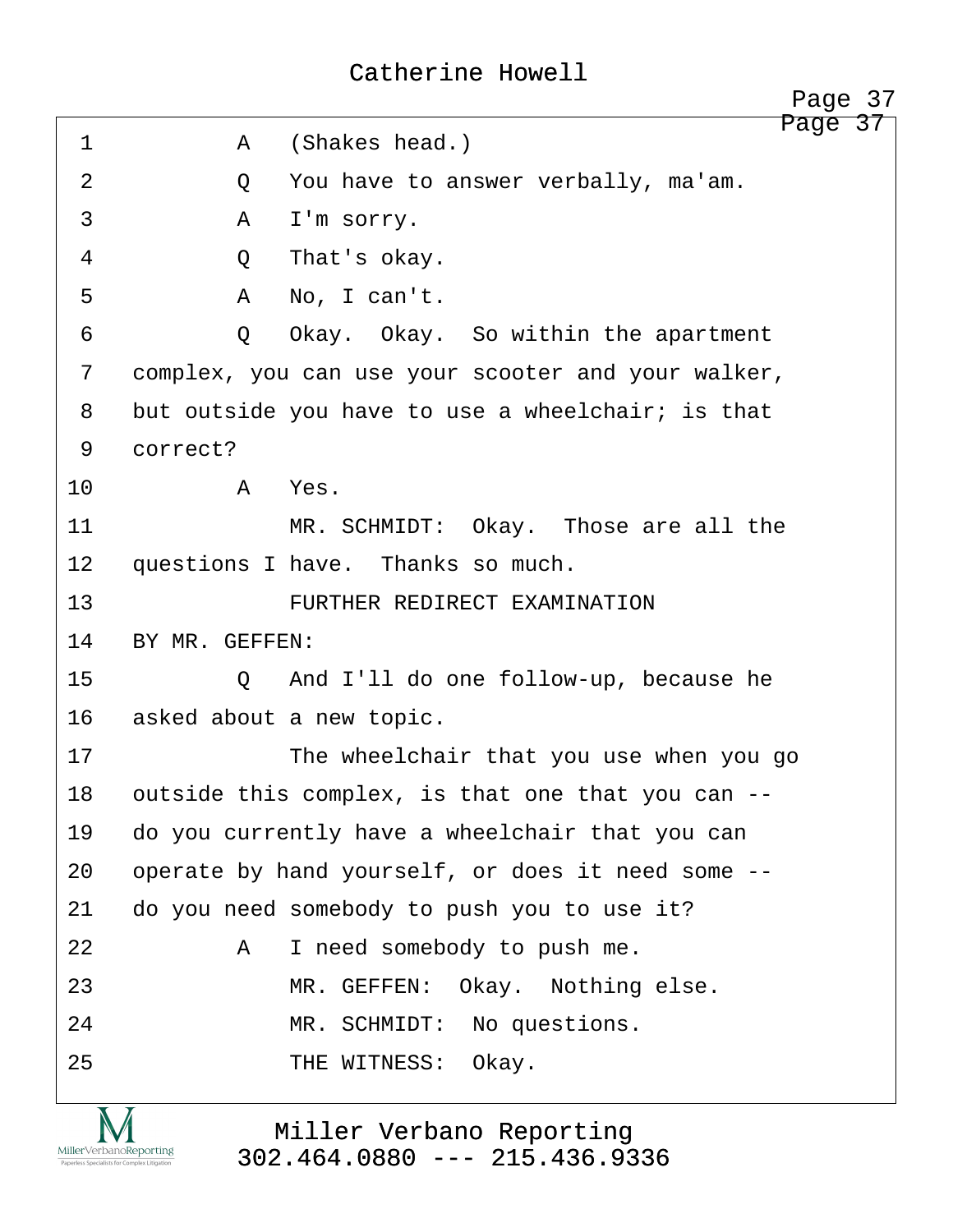1 A (Shakes head.)

2 Q You have to answer verbally, ma'am.

3 A I'm sorry.

4 Q That's okay.

5 A No, I can't.

6 Q Okay. Okay. So within the apartment
7 complex, you can use your scooter and your walker,
8 but outside you have to use a wheelchair; is that
9 correct?

10 A Yes.

11 MR. SCHMIDT: Okay. Those are all the
12 questions I have. Thanks so much.

13 FURTHER REDIRECT EXAMINATION

14 BY MR. GEFFEN:

15 Q And I'll do one follow-up, because he
16 asked about a new topic.

17 The wheelchair that you use when you go
18 outside this complex, is that one that you can --
19 do you currently have a wheelchair that you can
20 operate by hand yourself, or does it need some --
21 do you need somebody to push you to use it?

22 A I need somebody to push me.

23 MR. GEFFEN: Okay. Nothing else.

24 MR. SCHMIDT: No questions.

25 THE WITNESS: Okay.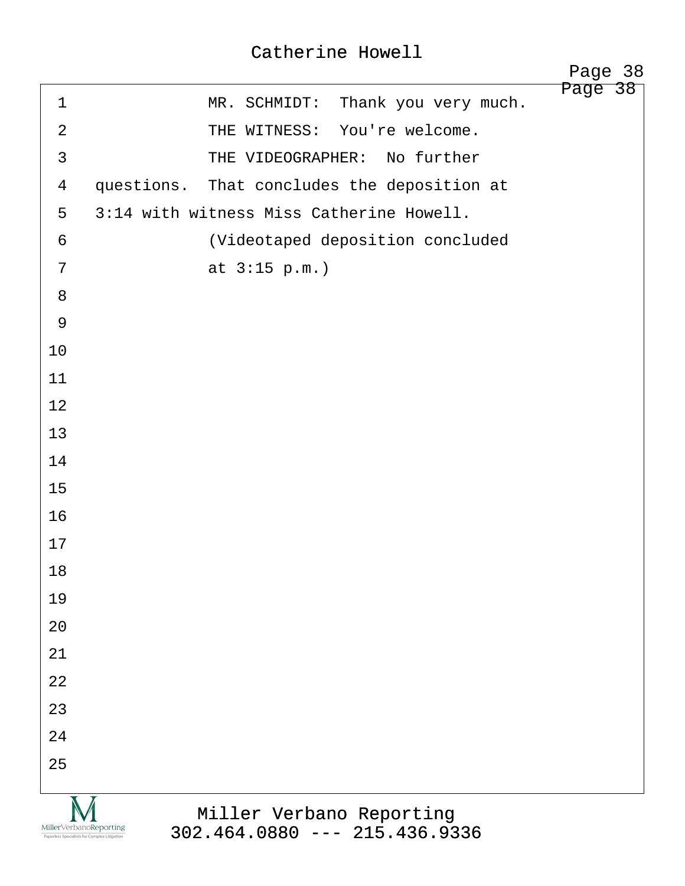MR. SCHMIDT: Thank you very much.

THE WITNESS: You're welcome.

THE VIDEOGRAPHER: No further questions. That concludes the deposition at 3:14 with witness Miss Catherine Howell.

(Videotaped deposition concluded at 3:15 p.m.)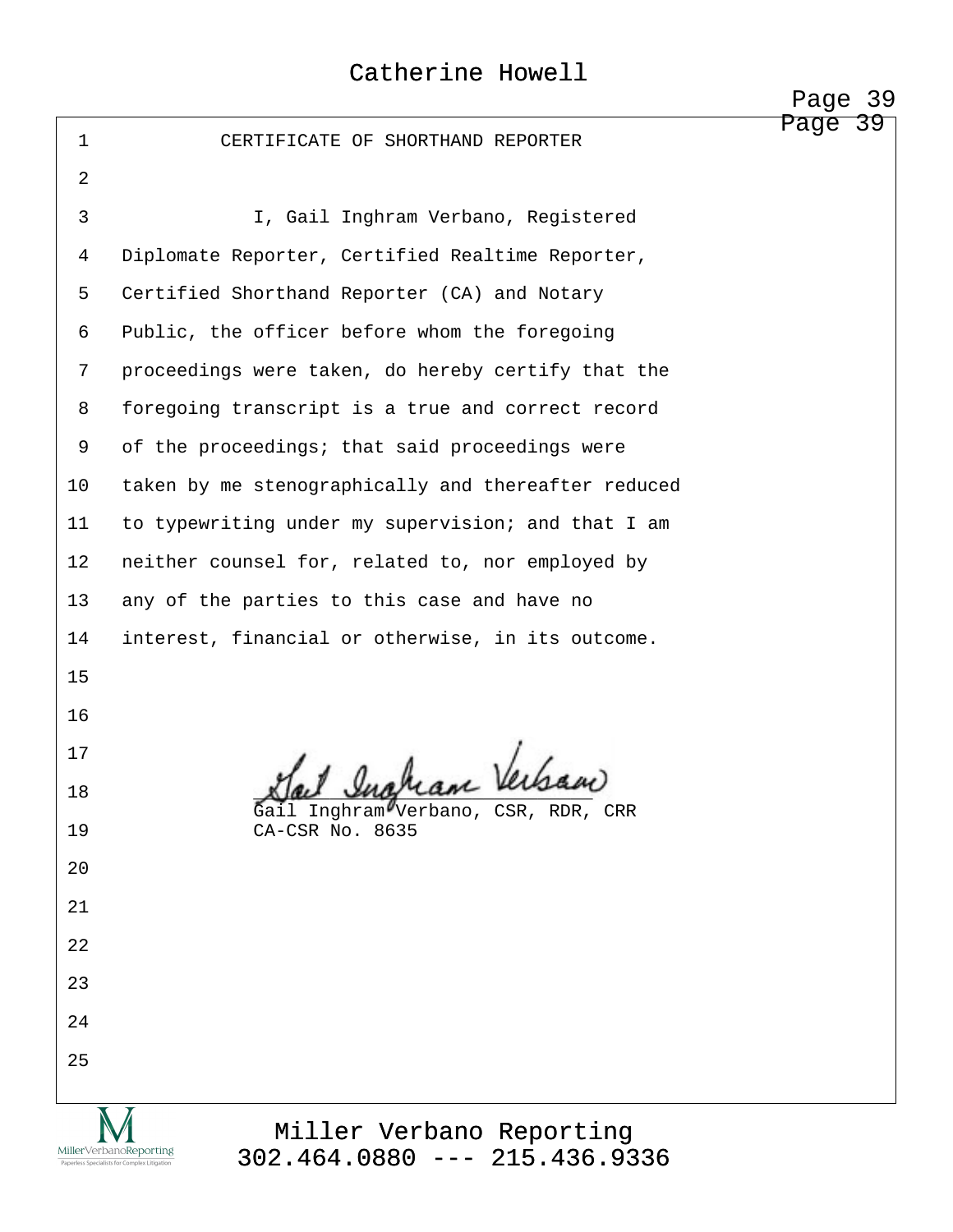# CERTIFICATE OF SHORTHAND REPORTER

I, Gail Inghram Verbano, Registered Diplomate Reporter, Certified Realtime Reporter, Certified Shorthand Reporter (CA) and Notary Public, the officer before whom the foregoing proceedings were taken, do hereby certify that the foregoing transcript is a true and correct record of the proceedings; that said proceedings were taken by me stenographically and thereafter reduced to typewriting under my supervision; and that I am neither counsel for, related to, nor employed by any of the parties to this case and have no interest, financial or otherwise, in its outcome.

Gail Inghram Verbano

Gail Inghram Verbano, CSR, RDR, CRR
CA-CSR No. 8635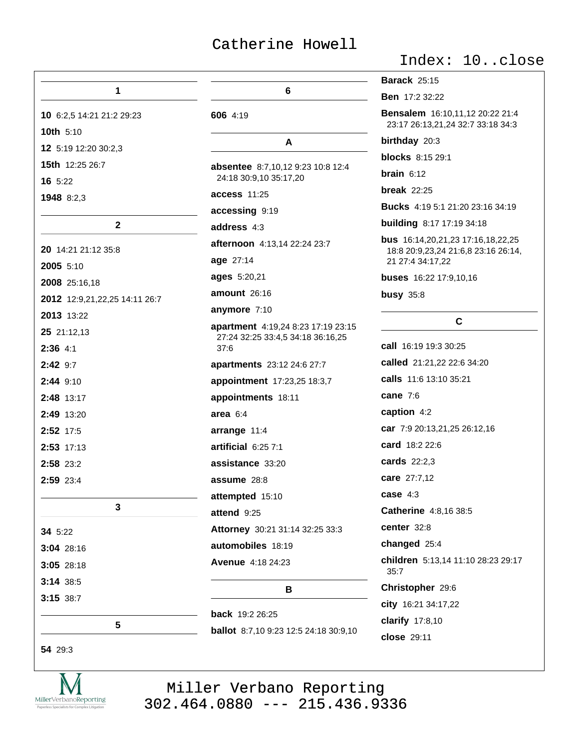Catherine Howell

Index: 10..close

## 1

**10** 6:2,5 14:21 21:2 29:23

**10th** 5:10

**12** 5:19 12:20 30:2,3

**15th** 12:25 26:7

**16** 5:22

**1948** 8:2,3

## 2

**20** 14:21 21:12 35:8

**2005** 5:10

**2008** 25:16,18

**2012** 12:9,21,22,25 14:11 26:7

**2013** 13:22

**25** 21:12,13

**2:36** 4:1

**2:42** 9:7

**2:44** 9:10

**2:48** 13:17

**2:49** 13:20

**2:52** 17:5

**2:53** 17:13

**2:58** 23:2

**2:59** 23:4

## 3

**34** 5:22

**3:04** 28:16

**3:05** 28:18

**3:14** 38:5

**3:15** 38:7

## 5

**54** 29:3

## 6

**606** 4:19

## A

**absentee** 8:7,10,12 9:23 10:8 12:4 24:18 30:9,10 35:17,20

**access** 11:25

**accessing** 9:19

**address** 4:3

**afternoon** 4:13,14 22:24 23:7

**age** 27:14

**ages** 5:20,21

**amount** 26:16

**anymore** 7:10

**apartment** 4:19,24 8:23 17:19 23:15 27:24 32:25 33:4,5 34:18 36:16,25 37:6

**apartments** 23:12 24:6 27:7

**appointment** 17:23,25 18:3,7

**appointments** 18:11

**area** 6:4

**arrange** 11:4

**artificial** 6:25 7:1

**assistance** 33:20

**assume** 28:8

**attempted** 15:10

**attend** 9:25

**Attorney** 30:21 31:14 32:25 33:3

**automobiles** 18:19

**Avenue** 4:18 24:23

## B

**back** 19:2 26:25

**ballot** 8:7,10 9:23 12:5 24:18 30:9,10

**Barack** 25:15

**Ben** 17:2 32:22

**Bensalem** 16:10,11,12 20:22 21:4 23:17 26:13,21,24 32:7 33:18 34:3

**birthday** 20:3

**blocks** 8:15 29:1

**brain** 6:12

**break** 22:25

**Bucks** 4:19 5:1 21:20 23:16 34:19

**building** 8:17 17:19 34:18

**bus** 16:14,20,21,23 17:16,18,22,25 18:8 20:9,23,24 21:6,8 23:16 26:14,21 27:4 34:17,22

**buses** 16:22 17:9,10,16

**busy** 35:8

## C

**call** 16:19 19:3 30:25

**called** 21:21,22 22:6 34:20

**calls** 11:6 13:10 35:21

**cane** 7:6

**caption** 4:2

**car** 7:9 20:13,21,25 26:12,16

**card** 18:2 22:6

**cards** 22:2,3

**care** 27:7,12

**case** 4:3

**Catherine** 4:8,16 38:5

**center** 32:8

**changed** 25:4

**children** 5:13,14 11:10 28:23 29:17 35:7

**Christopher** 29:6

**city** 16:21 34:17,22

**clarify** 17:8,10

**close** 29:11

Miller Verbano Reporting
302.464.0880 --- 215.436.9336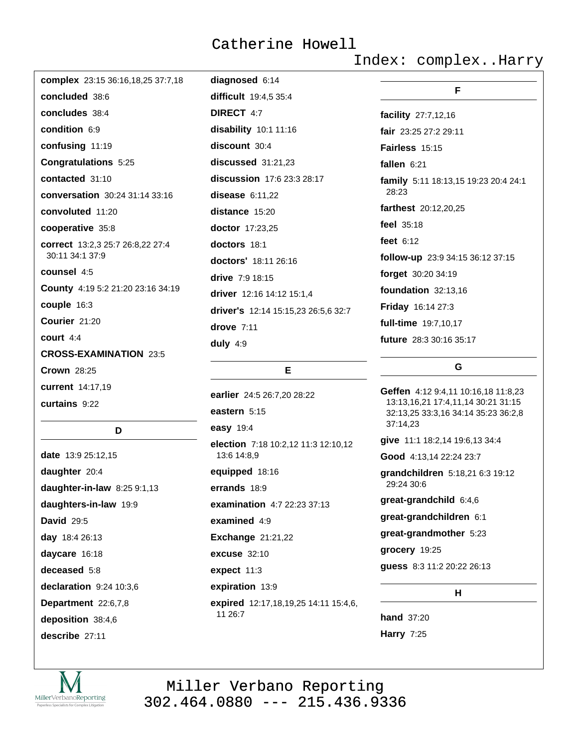**complex** 23:15 36:16,18,25 37:7,18

**concluded** 38:6

**concludes** 38:4

**condition** 6:9

**confusing** 11:19

**Congratulations** 5:25

**contacted** 31:10

**conversation** 30:24 31:14 33:16

**convoluted** 11:20

**cooperative** 35:8

**correct** 13:2,3 25:7 26:8,22 27:4 30:11 34:1 37:9

**counsel** 4:5

**County** 4:19 5:2 21:20 23:16 34:19

**couple** 16:3

**Courier** 21:20

**court** 4:4

**CROSS-EXAMINATION** 23:5

**Crown** 28:25

**current** 14:17,19

**curtains** 9:22

## D

**date** 13:9 25:12,15

**daughter** 20:4

**daughter-in-law** 8:25 9:1,13

**daughters-in-law** 19:9

**David** 29:5

**day** 18:4 26:13

**daycare** 16:18

**deceased** 5:8

**declaration** 9:24 10:3,6

**Department** 22:6,7,8

**deposition** 38:4,6

**describe** 27:11

**diagnosed** 6:14

**difficult** 19:4,5 35:4

**DIRECT** 4:7

**disability** 10:1 11:16

**discount** 30:4

**discussed** 31:21,23

**discussion** 17:6 23:3 28:17

**disease** 6:11,22

**distance** 15:20

**doctor** 17:23,25

**doctors** 18:1

**doctors'** 18:11 26:16

**drive** 7:9 18:15

**driver** 12:16 14:12 15:1,4

**driver's** 12:14 15:15,23 26:5,6 32:7

**drove** 7:11

**duly** 4:9

## E

**earlier** 24:5 26:7,20 28:22

**eastern** 5:15

**easy** 19:4

**election** 7:18 10:2,12 11:3 12:10,12 13:6 14:8,9

**equipped** 18:16

**errands** 18:9

**examination** 4:7 22:23 37:13

**examined** 4:9

**Exchange** 21:21,22

**excuse** 32:10

**expect** 11:3

**expiration** 13:9

**expired** 12:17,18,19,25 14:11 15:4,6,11 26:7

## F

**facility** 27:7,12,16

**fair** 23:25 27:2 29:11

**Fairless** 15:15

**fallen** 6:21

**family** 5:11 18:13,15 19:23 20:4 24:1 28:23

**farthest** 20:12,20,25

**feel** 35:18

**feet** 6:12

**follow-up** 23:9 34:15 36:12 37:15

**forget** 30:20 34:19

**foundation** 32:13,16

**Friday** 16:14 27:3

**full-time** 19:7,10,17

**future** 28:3 30:16 35:17

## G

**Geffen** 4:12 9:4,11 10:16,18 11:8,23 13:13,16,21 17:4,11,14 30:21 31:15 32:13,25 33:3,16 34:14 35:23 36:2,8 37:14,23

**give** 11:1 18:2,14 19:6,13 34:4

**Good** 4:13,14 22:24 23:7

**grandchildren** 5:18,21 6:3 19:12 29:24 30:6

**great-grandchild** 6:4,6

**great-grandchildren** 6:1

**great-grandmother** 5:23

**grocery** 19:25

**guess** 8:3 11:2 20:22 26:13

## H

**hand** 37:20

**Harry** 7:25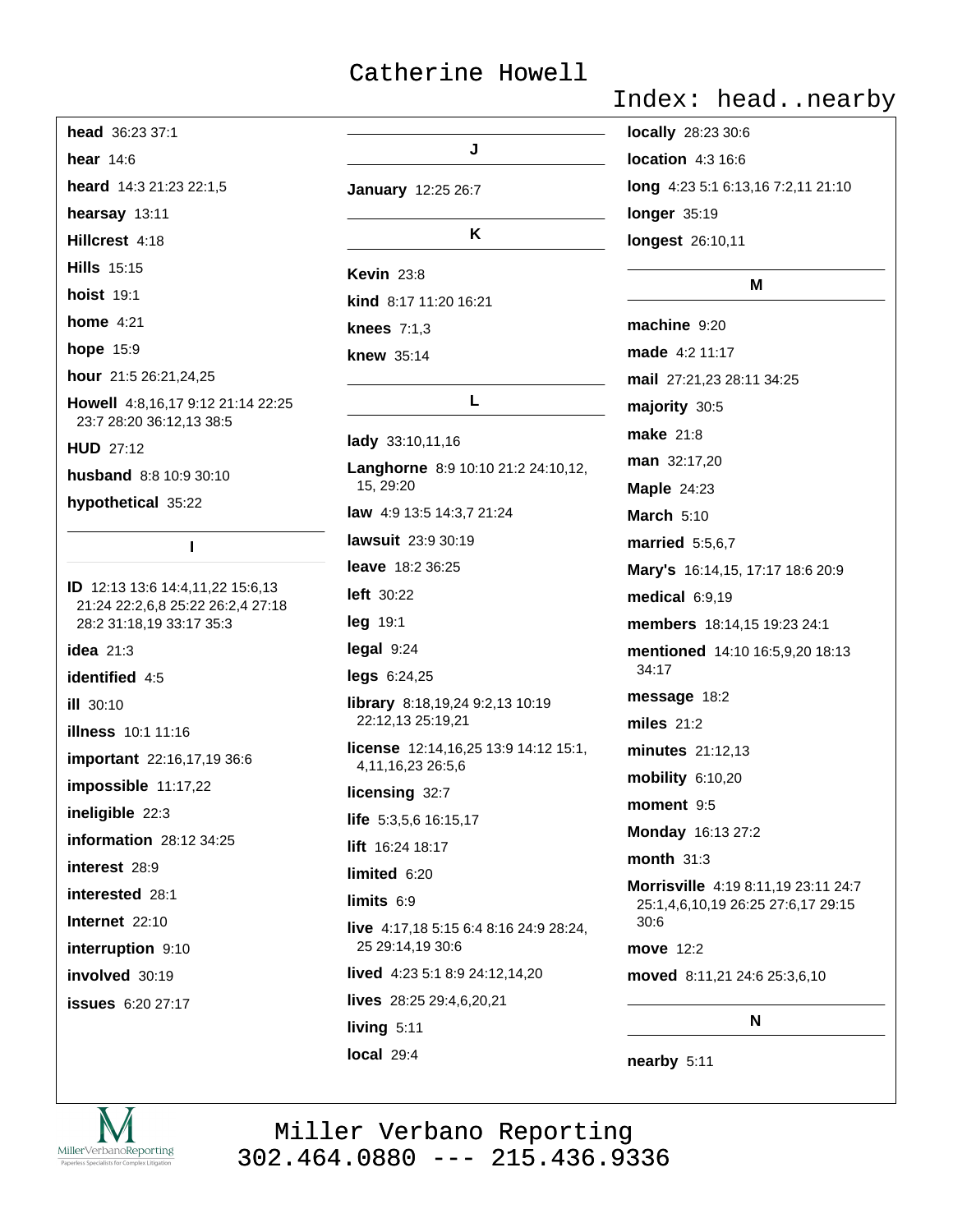**head** 36:23 37:1

**hear** 14:6

**heard** 14:3 21:23 22:1,5

**hearsay** 13:11

**Hillcrest** 4:18

**Hills** 15:15

**hoist** 19:1

**home** 4:21

**hope** 15:9

**hour** 21:5 26:21,24,25

**Howell** 4:8,16,17 9:12 21:14 22:25 23:7 28:20 36:12,13 38:5

**HUD** 27:12

**husband** 8:8 10:9 30:10

**hypothetical** 35:22

## I

**ID** 12:13 13:6 14:4,11,22 15:6,13 21:24 22:2,6,8 25:22 26:2,4 27:18 28:2 31:18,19 33:17 35:3

**idea** 21:3

**identified** 4:5

**ill** 30:10

**illness** 10:1 11:16

**important** 22:16,17,19 36:6

**impossible** 11:17,22

**ineligible** 22:3

**information** 28:12 34:25

**interest** 28:9

**interested** 28:1

**Internet** 22:10

**interruption** 9:10

**involved** 30:19

**issues** 6:20 27:17

## J

**January** 12:25 26:7

## K

**Kevin** 23:8

**kind** 8:17 11:20 16:21

**knees** 7:1,3

**knew** 35:14

## L

**lady** 33:10,11,16

**Langhorne** 8:9 10:10 21:2 24:10,12, 15, 29:20

**law** 4:9 13:5 14:3,7 21:24

**lawsuit** 23:9 30:19

**leave** 18:2 36:25

**left** 30:22

**leg** 19:1

**legal** 9:24

**legs** 6:24,25

**library** 8:18,19,24 9:2,13 10:19 22:12,13 25:19,21

**license** 12:14,16,25 13:9 14:12 15:1, 4,11,16,23 26:5,6

**licensing** 32:7

**life** 5:3,5,6 16:15,17

**lift** 16:24 18:17

**limited** 6:20

**limits** 6:9

**live** 4:17,18 5:15 6:4 8:16 24:9 28:24, 25 29:14,19 30:6

**lived** 4:23 5:1 8:9 24:12,14,20

**lives** 28:25 29:4,6,20,21

**living** 5:11

**local** 29:4

**locally** 28:23 30:6

**location** 4:3 16:6

**long** 4:23 5:1 6:13,16 7:2,11 21:10

**longer** 35:19

**longest** 26:10,11

## M

**machine** 9:20

**made** 4:2 11:17

**mail** 27:21,23 28:11 34:25

**majority** 30:5

**make** 21:8

**man** 32:17,20

**Maple** 24:23

**March** 5:10

**married** 5:5,6,7

**Mary's** 16:14,15, 17:17 18:6 20:9

**medical** 6:9,19

**members** 18:14,15 19:23 24:1

**mentioned** 14:10 16:5,9,20 18:13 34:17

**message** 18:2

**miles** 21:2

**minutes** 21:12,13

**mobility** 6:10,20

**moment** 9:5

**Monday** 16:13 27:2

**month** 31:3

**Morrisville** 4:19 8:11,19 23:11 24:7 25:1,4,6,10,19 26:25 27:6,17 29:15 30:6

**move** 12:2

**moved** 8:11,21 24:6 25:3,6,10

## N

**nearby** 5:11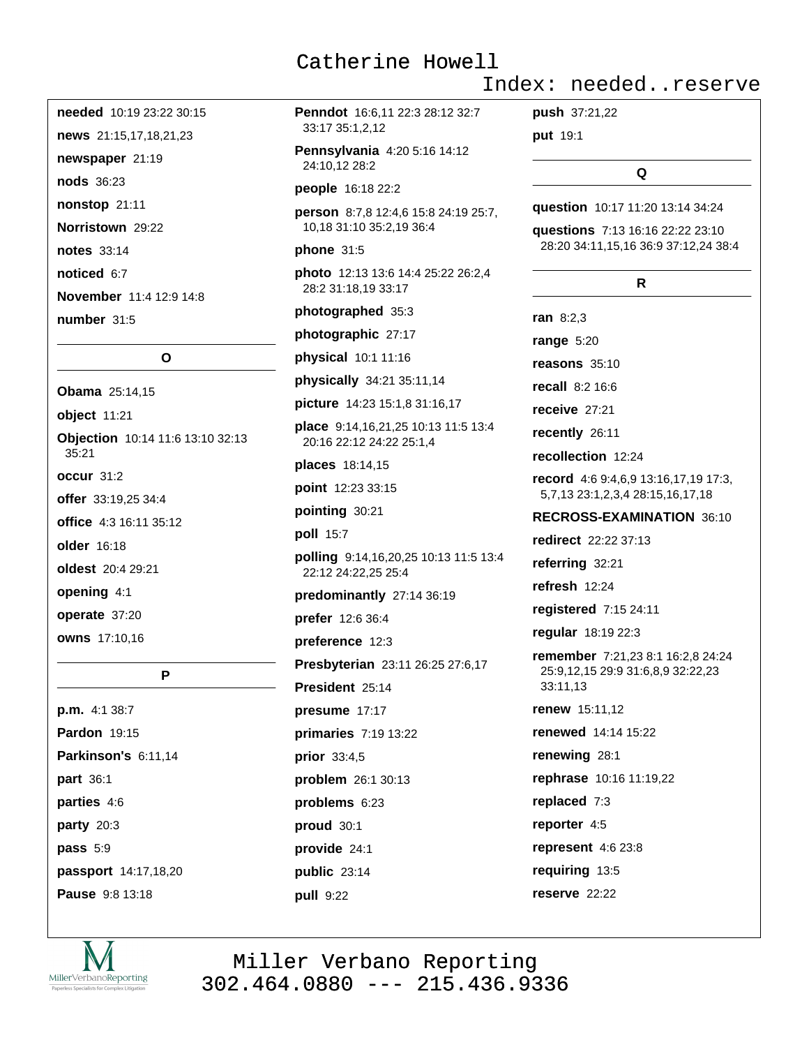**needed** 10:19 23:22 30:15

**news** 21:15,17,18,21,23

**newspaper** 21:19

**nods** 36:23

**nonstop** 21:11

**Norristown** 29:22

**notes** 33:14

**noticed** 6:7

**November** 11:4 12:9 14:8

**number** 31:5

## O

**Obama** 25:14,15

**object** 11:21

**Objection** 10:14 11:6 13:10 32:13 35:21

**occur** 31:2

**offer** 33:19,25 34:4

**office** 4:3 16:11 35:12

**older** 16:18

**oldest** 20:4 29:21

**opening** 4:1

**operate** 37:20

**owns** 17:10,16

## P

**p.m.** 4:1 38:7

**Pardon** 19:15

**Parkinson's** 6:11,14

**part** 36:1

**parties** 4:6

**party** 20:3

**pass** 5:9

**passport** 14:17,18,20

**Pause** 9:8 13:18

**Penndot** 16:6,11 22:3 28:12 32:7 33:17 35:1,2,12

**Pennsylvania** 4:20 5:16 14:12 24:10,12 28:2

**people** 16:18 22:2

**person** 8:7,8 12:4,6 15:8 24:19 25:7,10,18 31:10 35:2,19 36:4

**phone** 31:5

**photo** 12:13 13:6 14:4 25:22 26:2,4 28:2 31:18,19 33:17

**photographed** 35:3

**photographic** 27:17

**physical** 10:1 11:16

**physically** 34:21 35:11,14

**picture** 14:23 15:1,8 31:16,17

**place** 9:14,16,21,25 10:13 11:5 13:4 20:16 22:12 24:22 25:1,4

**places** 18:14,15

**point** 12:23 33:15

**pointing** 30:21

**poll** 15:7

**polling** 9:14,16,20,25 10:13 11:5 13:4 22:12 24:22,25 25:4

**predominantly** 27:14 36:19

**prefer** 12:6 36:4

**preference** 12:3

**Presbyterian** 23:11 26:25 27:6,17

**President** 25:14

**presume** 17:17

**primaries** 7:19 13:22

**prior** 33:4,5

**problem** 26:1 30:13

**problems** 6:23

**proud** 30:1

**provide** 24:1

**public** 23:14

**pull** 9:22

**push** 37:21,22

**put** 19:1

## Q

**question** 10:17 11:20 13:14 34:24

**questions** 7:13 16:16 22:22 23:10 28:20 34:11,15,16 36:9 37:12,24 38:4

## R

**ran** 8:2,3

**range** 5:20

**reasons** 35:10

**recall** 8:2 16:6

**receive** 27:21

**recently** 26:11

**recollection** 12:24

**record** 4:6 9:4,6,9 13:16,17,19 17:3,5,7,13 23:1,2,3,4 28:15,16,17,18

**RECROSS-EXAMINATION** 36:10

**redirect** 22:22 37:13

**referring** 32:21

**refresh** 12:24

**registered** 7:15 24:11

**regular** 18:19 22:3

**remember** 7:21,23 8:1 16:2,8 24:24 25:9,12,15 29:9 31:6,8,9 32:22,23 33:11,13

**renew** 15:11,12

**renewed** 14:14 15:22

**renewing** 28:1

**rephrase** 10:16 11:19,22

**replaced** 7:3

**reporter** 4:5

**represent** 4:6 23:8

**requiring** 13:5

**reserve** 22:22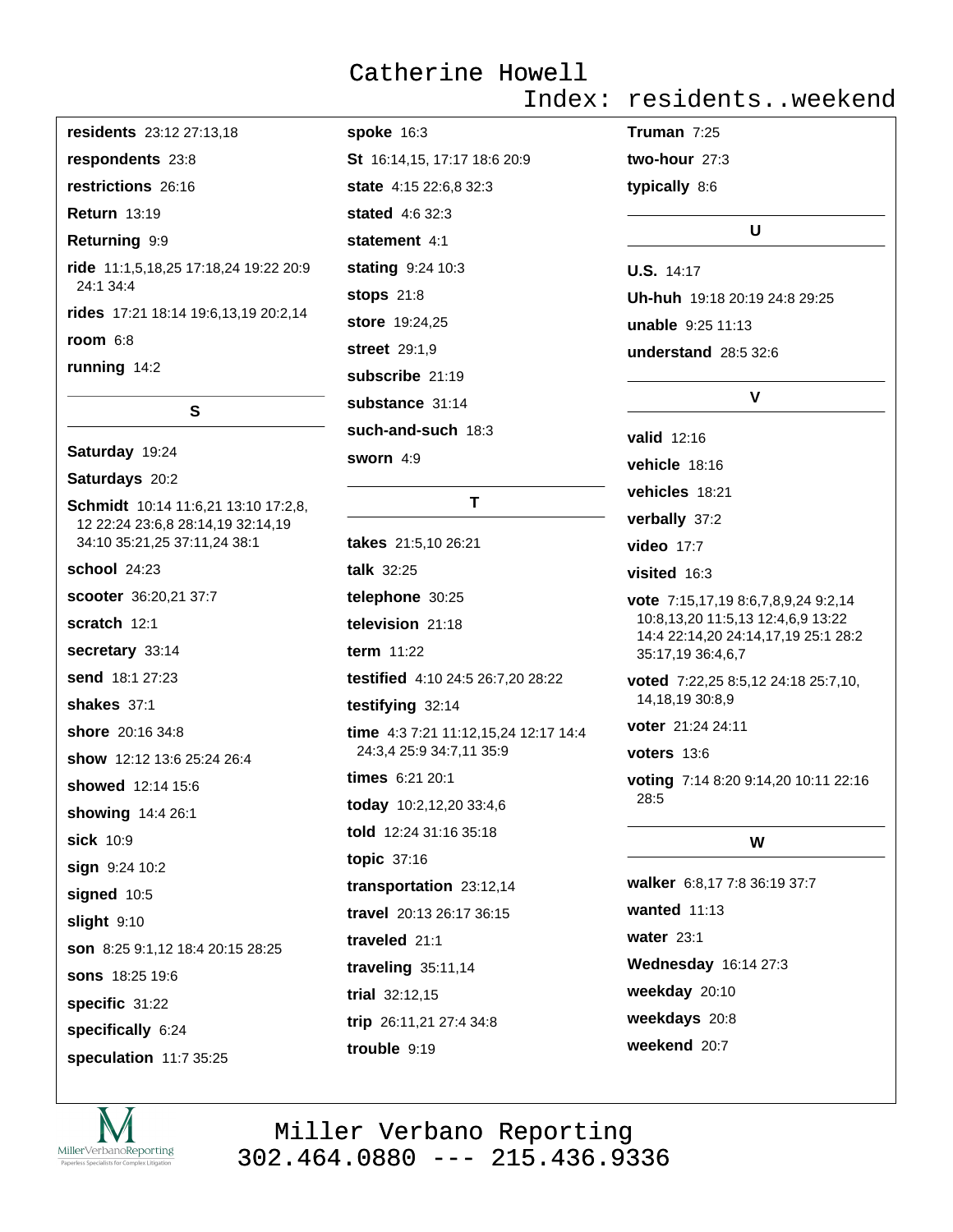**residents** 23:12 27:13,18

**respondents** 23:8

**restrictions** 26:16

**Return** 13:19

**Returning** 9:9

**ride** 11:1,5,18,25 17:18,24 19:22 20:9 24:1 34:4

**rides** 17:21 18:14 19:6,13,19 20:2,14

**room** 6:8

**running** 14:2

## S

**Saturday** 19:24

**Saturdays** 20:2

**Schmidt** 10:14 11:6,21 13:10 17:2,8, 12 22:24 23:6,8 28:14,19 32:14,19 34:10 35:21,25 37:11,24 38:1

**school** 24:23

**scooter** 36:20,21 37:7

**scratch** 12:1

**secretary** 33:14

**send** 18:1 27:23

**shakes** 37:1

**shore** 20:16 34:8

**show** 12:12 13:6 25:24 26:4

**showed** 12:14 15:6

**showing** 14:4 26:1

**sick** 10:9

**sign** 9:24 10:2

**signed** 10:5

**slight** 9:10

**son** 8:25 9:1,12 18:4 20:15 28:25

**sons** 18:25 19:6

**specific** 31:22

**specifically** 6:24

**speculation** 11:7 35:25

**spoke** 16:3

**St** 16:14,15, 17:17 18:6 20:9

**state** 4:15 22:6,8 32:3

**stated** 4:6 32:3

**statement** 4:1

**stating** 9:24 10:3

**stops** 21:8

**store** 19:24,25

**street** 29:1,9

**subscribe** 21:19

**substance** 31:14

**such-and-such** 18:3

**sworn** 4:9

## T

**takes** 21:5,10 26:21

**talk** 32:25

**telephone** 30:25

**television** 21:18

**term** 11:22

**testified** 4:10 24:5 26:7,20 28:22

**testifying** 32:14

**time** 4:3 7:21 11:12,15,24 12:17 14:4 24:3,4 25:9 34:7,11 35:9

**times** 6:21 20:1

**today** 10:2,12,20 33:4,6

**told** 12:24 31:16 35:18

**topic** 37:16

**transportation** 23:12,14

**travel** 20:13 26:17 36:15

**traveled** 21:1

**traveling** 35:11,14

**trial** 32:12,15

**trip** 26:11,21 27:4 34:8

**trouble** 9:19

**Truman** 7:25

**two-hour** 27:3

**typically** 8:6

## U

**U.S.** 14:17

**Uh-huh** 19:18 20:19 24:8 29:25

**unable** 9:25 11:13

**understand** 28:5 32:6

## V

**valid** 12:16

**vehicle** 18:16

**vehicles** 18:21

**verbally** 37:2

**video** 17:7

**visited** 16:3

**vote** 7:15,17,19 8:6,7,8,9,24 9:2,14 10:8,13,20 11:5,13 12:4,6,9 13:22 14:4 22:14,20 24:14,17,19 25:1 28:2 35:17,19 36:4,6,7

**voted** 7:22,25 8:5,12 24:18 25:7,10, 14,18,19 30:8,9

**voter** 21:24 24:11

**voters** 13:6

**voting** 7:14 8:20 9:14,20 10:11 22:16 28:5

## W

**walker** 6:8,17 7:8 36:19 37:7

**wanted** 11:13

**water** 23:1

**Wednesday** 16:14 27:3

**weekday** 20:10

**weekdays** 20:8

**weekend** 20:7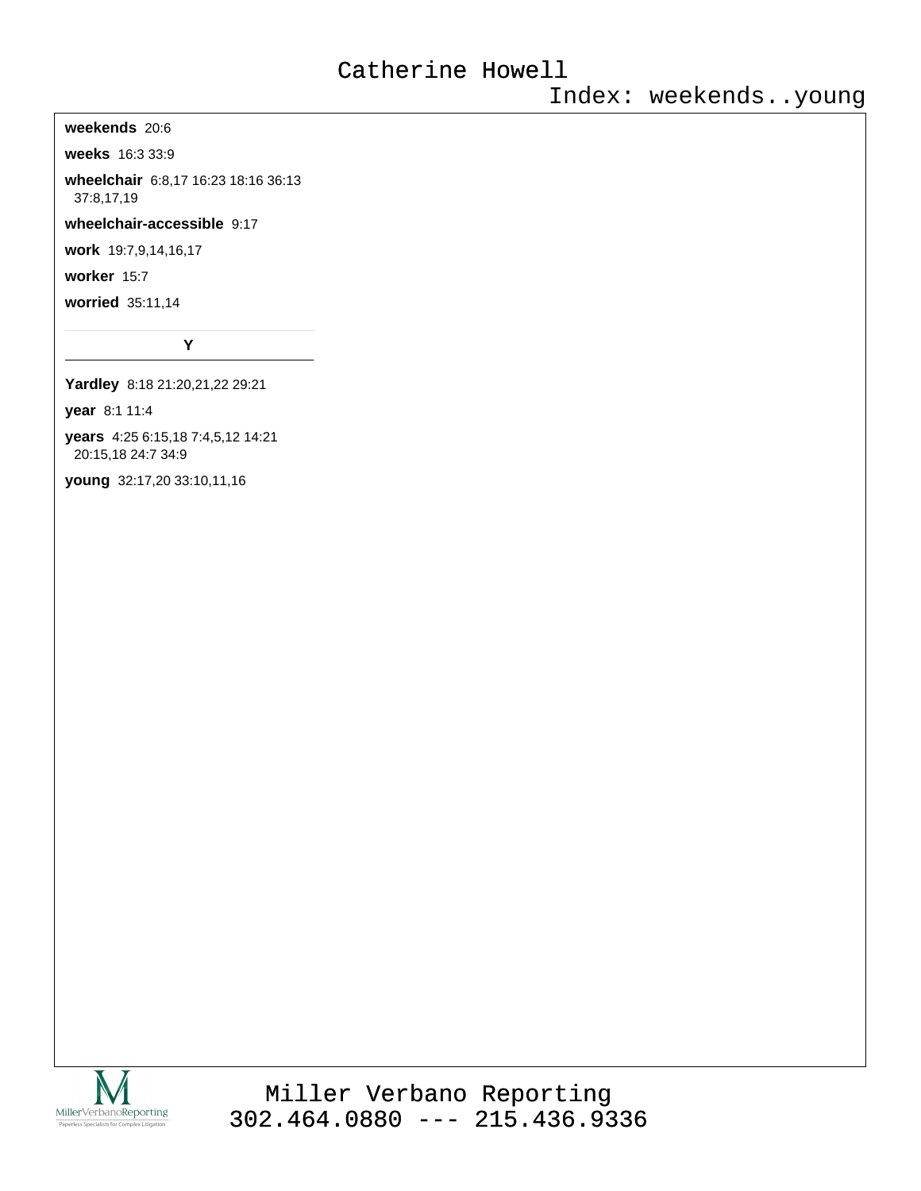**weekends** 20:6

**weeks** 16:3 33:9

**wheelchair** 6:8,17 16:23 18:16 36:13 37:8,17,19

**wheelchair-accessible** 9:17

**work** 19:7,9,14,16,17

**worker** 15:7

**worried** 35:11,14

### Y

**Yardley** 8:18 21:20,21,22 29:21

**year** 8:1 11:4

**years** 4:25 6:15,18 7:4,5,12 14:21 20:15,18 24:7 34:9

**young** 32:17,20 33:10,11,16